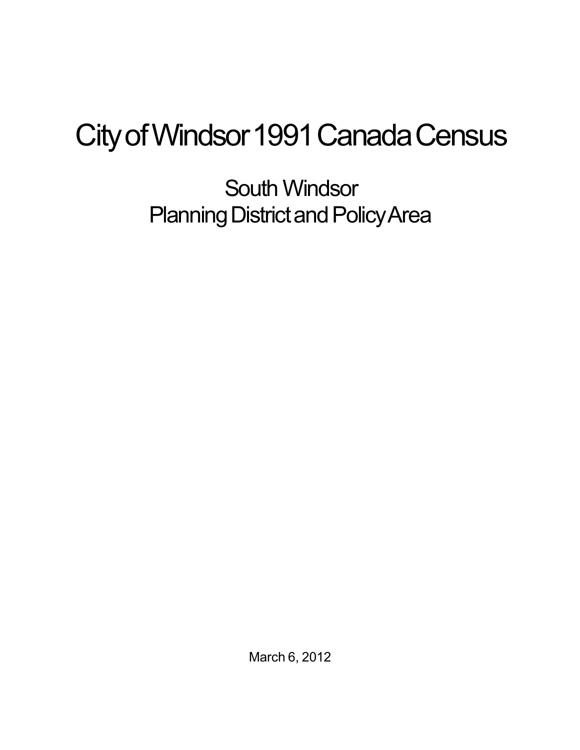# City of Windsor 1991 Canada Census

## South Windsor
## Planning District and Policy Area

March 6, 2012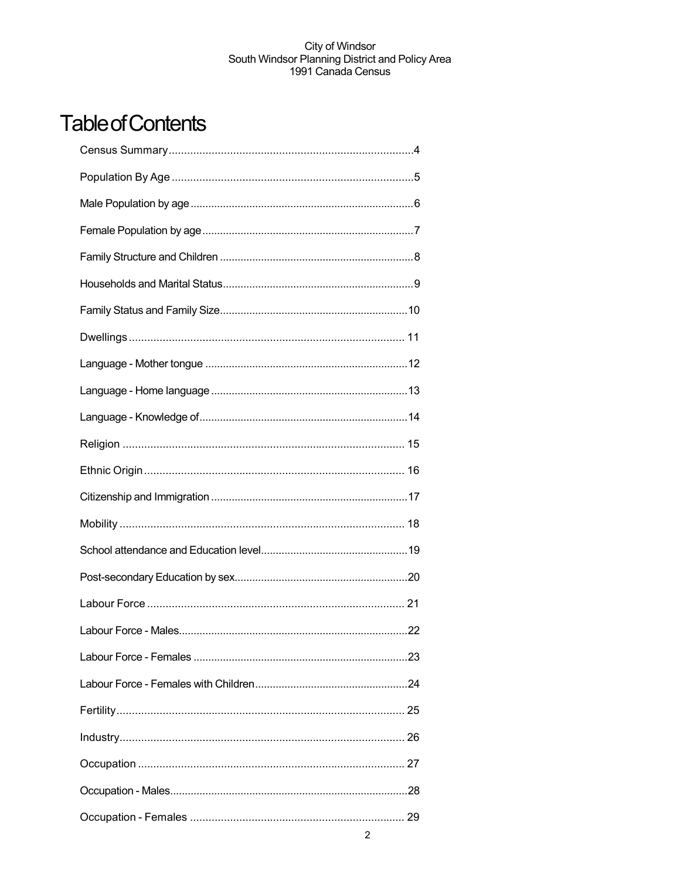City of Windsor
South Windsor Planning District and Policy Area
1991 Canada Census

# Table of Contents

Census Summary....................................................................................4

Population By Age ..................................................................................5

Male Population by age ..........................................................................6

Female Population by age .......................................................................7

Family Structure and Children .................................................................8

Households and Marital Status................................................................9

Family Status and Family Size...............................................................10

Dwellings ............................................................................................ 11

Language - Mother tongue ....................................................................12

Language - Home language ..................................................................13

Language - Knowledge of......................................................................14

Religion ............................................................................................... 15

Ethnic Origin ........................................................................................ 16

Citizenship and Immigration ..................................................................17

Mobility ................................................................................................ 18

School attendance and Education level.................................................19

Post-secondary Education by sex..........................................................20

Labour Force ....................................................................................... 21

Labour Force - Males............................................................................22

Labour Force - Females ........................................................................23

Labour Force - Females with Children...................................................24

Fertility.................................................................................................. 25

Industry................................................................................................ 26

Occupation .......................................................................................... 27

Occupation - Males...............................................................................28

Occupation - Females .......................................................................... 29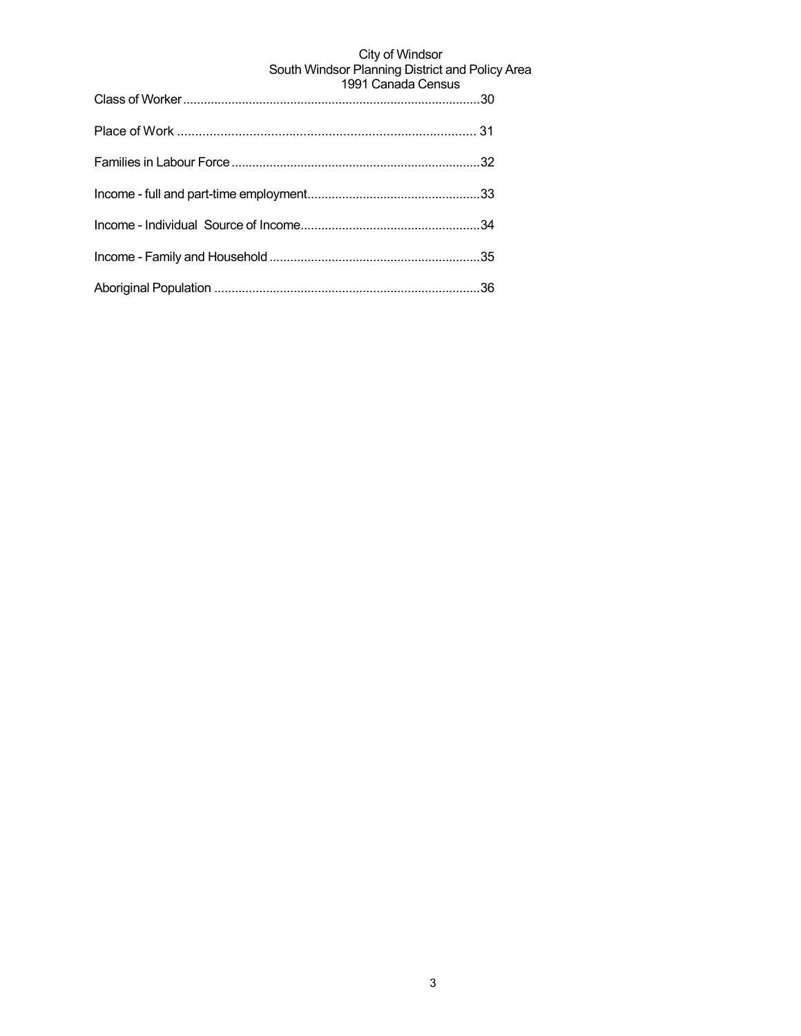Class of Worker......................................................................................30

Place of Work .................................................................................... 31

Families in Labour Force .......................................................................32

Income - full and part-time employment.................................................33

Income - Individual Source of Income....................................................34

Income - Family and Household ............................................................35

Aboriginal Population ............................................................................36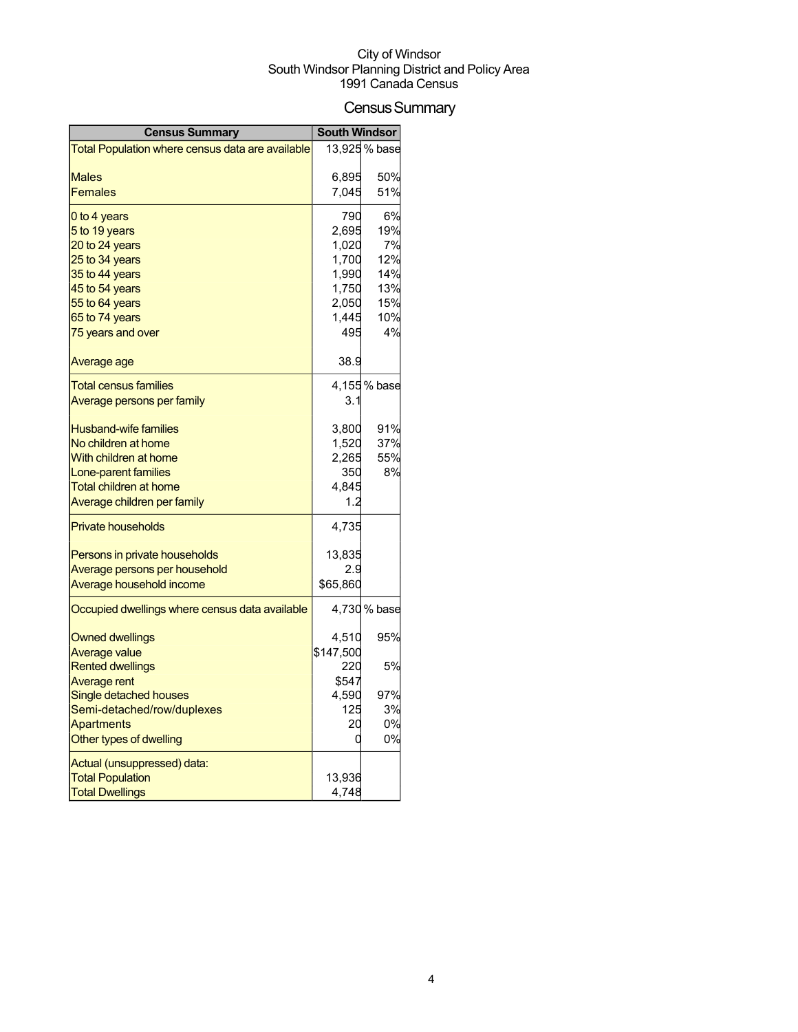City of Windsor
South Windsor Planning District and Policy Area
1991 Canada Census

# Census Summary

| Census Summary | South Windsor | |
|---|---|---|
| Total Population where census data are available | 13,925 | % base |
| Males | 6,895 | 50% |
| Females | 7,045 | 51% |
| 0 to 4 years | 790 | 6% |
| 5 to 19 years | 2,695 | 19% |
| 20 to 24 years | 1,020 | 7% |
| 25 to 34 years | 1,700 | 12% |
| 35 to 44 years | 1,990 | 14% |
| 45 to 54 years | 1,750 | 13% |
| 55 to 64 years | 2,050 | 15% |
| 65 to 74 years | 1,445 | 10% |
| 75 years and over | 495 | 4% |
| Average age | 38.9 | |
| Total census families | 4,155 | % base |
| Average persons per family | 3.1 | |
| Husband-wife families | 3,800 | 91% |
| No children at home | 1,520 | 37% |
| With children at home | 2,265 | 55% |
| Lone-parent families | 350 | 8% |
| Total children at home | 4,845 | |
| Average children per family | 1.2 | |
| Private households | 4,735 | |
| Persons in private households | 13,835 | |
| Average persons per household | 2.9 | |
| Average household income | $65,860 | |
| Occupied dwellings where census data available | 4,730 | % base |
| Owned dwellings | 4,510 | 95% |
| Average value | $147,500 | |
| Rented dwellings | 220 | 5% |
| Average rent | $547 | |
| Single detached houses | 4,590 | 97% |
| Semi-detached/row/duplexes | 125 | 3% |
| Apartments | 20 | 0% |
| Other types of dwelling | 0 | 0% |
| Actual (unsuppressed) data: | | |
| Total Population | 13,936 | |
| Total Dwellings | 4,748 | |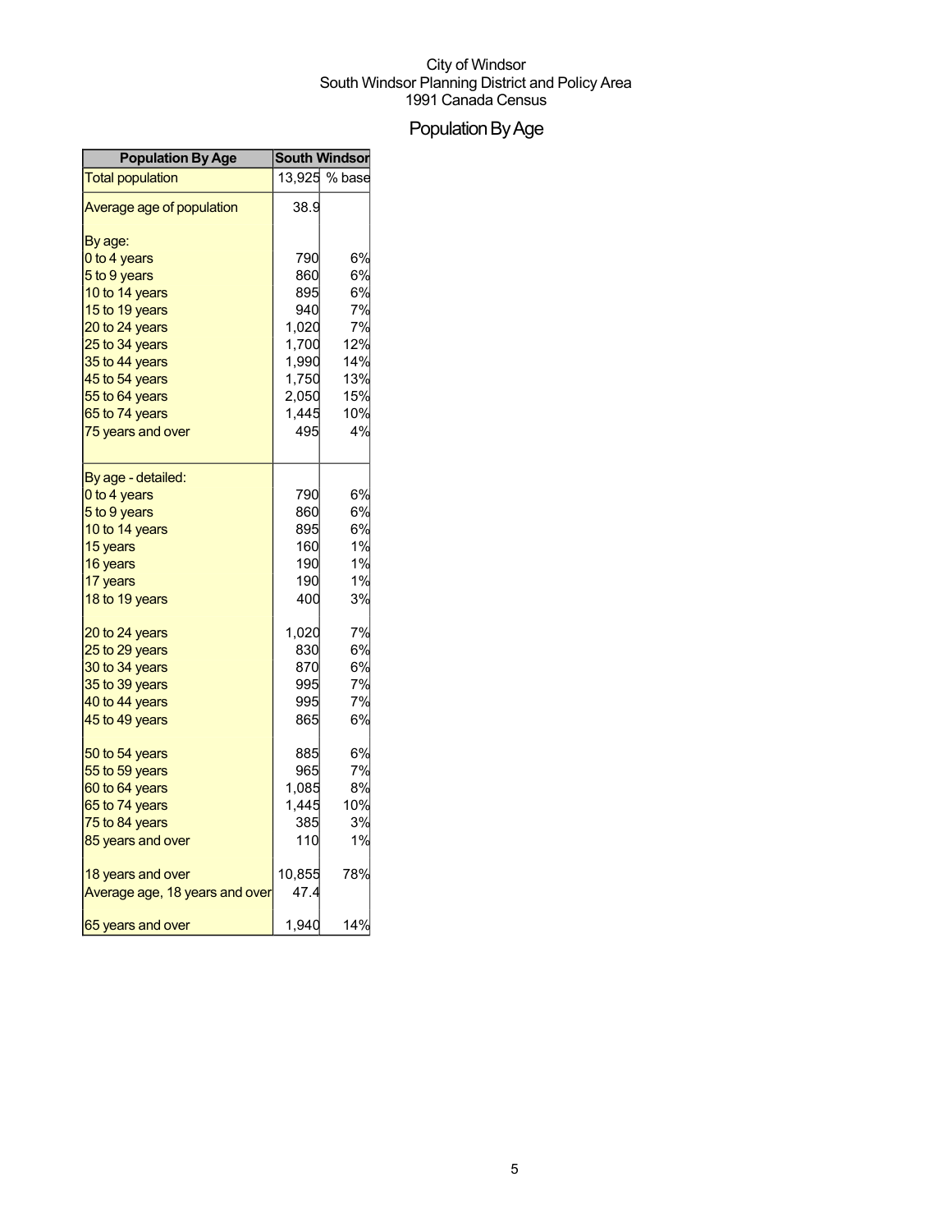City of Windsor
South Windsor Planning District and Policy Area
1991 Canada Census

# Population By Age

| Population By Age | South Windsor | |
|---|---|---|
| Total population | 13,925 | % base |
| Average age of population | 38.9 | |
| By age: | | |
| 0 to 4 years | 790 | 6% |
| 5 to 9 years | 860 | 6% |
| 10 to 14 years | 895 | 6% |
| 15 to 19 years | 940 | 7% |
| 20 to 24 years | 1,020 | 7% |
| 25 to 34 years | 1,700 | 12% |
| 35 to 44 years | 1,990 | 14% |
| 45 to 54 years | 1,750 | 13% |
| 55 to 64 years | 2,050 | 15% |
| 65 to 74 years | 1,445 | 10% |
| 75 years and over | 495 | 4% |
| By age - detailed: | | |
| 0 to 4 years | 790 | 6% |
| 5 to 9 years | 860 | 6% |
| 10 to 14 years | 895 | 6% |
| 15 years | 160 | 1% |
| 16 years | 190 | 1% |
| 17 years | 190 | 1% |
| 18 to 19 years | 400 | 3% |
| 20 to 24 years | 1,020 | 7% |
| 25 to 29 years | 830 | 6% |
| 30 to 34 years | 870 | 6% |
| 35 to 39 years | 995 | 7% |
| 40 to 44 years | 995 | 7% |
| 45 to 49 years | 865 | 6% |
| 50 to 54 years | 885 | 6% |
| 55 to 59 years | 965 | 7% |
| 60 to 64 years | 1,085 | 8% |
| 65 to 74 years | 1,445 | 10% |
| 75 to 84 years | 385 | 3% |
| 85 years and over | 110 | 1% |
| 18 years and over | 10,855 | 78% |
| Average age, 18 years and over | 47.4 | |
| 65 years and over | 1,940 | 14% |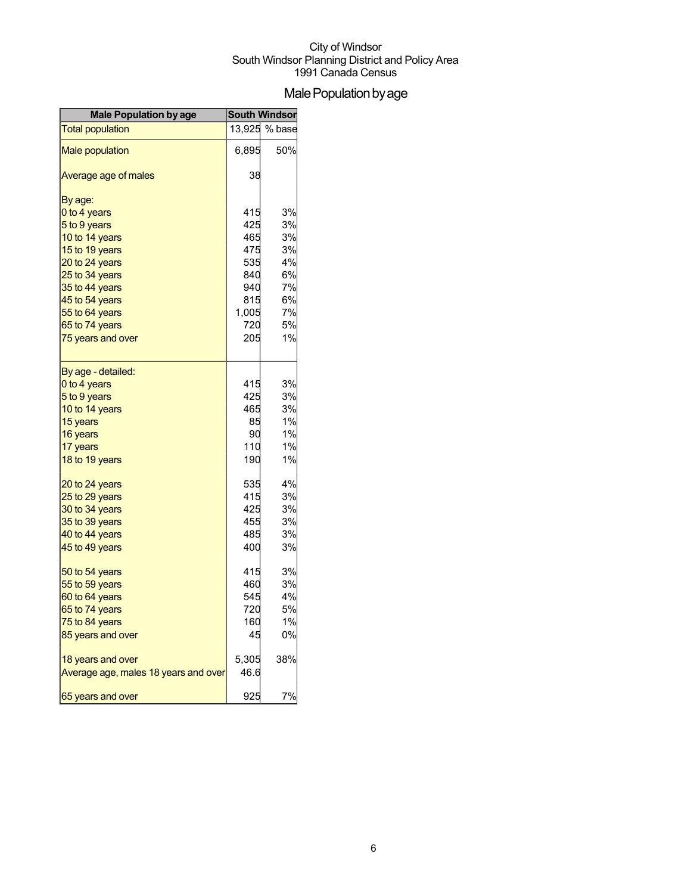City of Windsor
South Windsor Planning District and Policy Area
1991 Canada Census

# Male Population by age

| Male Population by age | South Windsor | |
|---|---|---|
| Total population | 13,925 | % base |
| Male population | 6,895 | 50% |
| Average age of males | 38 | |
| By age: | | |
| 0 to 4 years | 415 | 3% |
| 5 to 9 years | 425 | 3% |
| 10 to 14 years | 465 | 3% |
| 15 to 19 years | 475 | 3% |
| 20 to 24 years | 535 | 4% |
| 25 to 34 years | 840 | 6% |
| 35 to 44 years | 940 | 7% |
| 45 to 54 years | 815 | 6% |
| 55 to 64 years | 1,005 | 7% |
| 65 to 74 years | 720 | 5% |
| 75 years and over | 205 | 1% |
| By age - detailed: | | |
| 0 to 4 years | 415 | 3% |
| 5 to 9 years | 425 | 3% |
| 10 to 14 years | 465 | 3% |
| 15 years | 85 | 1% |
| 16 years | 90 | 1% |
| 17 years | 110 | 1% |
| 18 to 19 years | 190 | 1% |
| 20 to 24 years | 535 | 4% |
| 25 to 29 years | 415 | 3% |
| 30 to 34 years | 425 | 3% |
| 35 to 39 years | 455 | 3% |
| 40 to 44 years | 485 | 3% |
| 45 to 49 years | 400 | 3% |
| 50 to 54 years | 415 | 3% |
| 55 to 59 years | 460 | 3% |
| 60 to 64 years | 545 | 4% |
| 65 to 74 years | 720 | 5% |
| 75 to 84 years | 160 | 1% |
| 85 years and over | 45 | 0% |
| 18 years and over | 5,305 | 38% |
| Average age, males 18 years and over | 46.6 | |
| 65 years and over | 925 | 7% |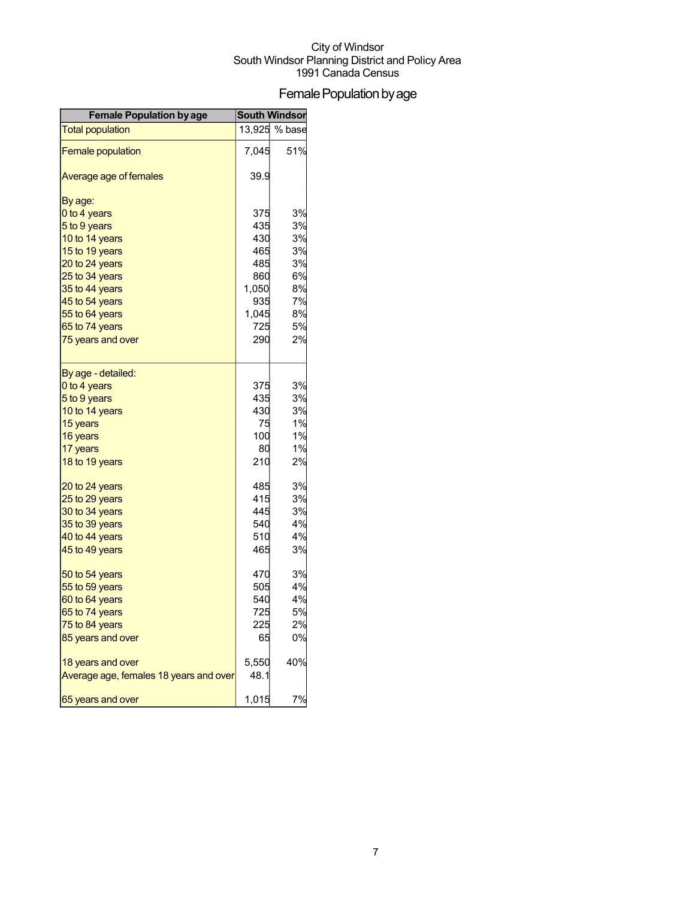City of Windsor
South Windsor Planning District and Policy Area
1991 Canada Census

# Female Population by age

| Female Population by age | South Windsor | |
|---|---|---|
| Total population | 13,925 | % base |
| Female population | 7,045 | 51% |
| Average age of females | 39.9 | |
| By age: | | |
| 0 to 4 years | 375 | 3% |
| 5 to 9 years | 435 | 3% |
| 10 to 14 years | 430 | 3% |
| 15 to 19 years | 465 | 3% |
| 20 to 24 years | 485 | 3% |
| 25 to 34 years | 860 | 6% |
| 35 to 44 years | 1,050 | 8% |
| 45 to 54 years | 935 | 7% |
| 55 to 64 years | 1,045 | 8% |
| 65 to 74 years | 725 | 5% |
| 75 years and over | 290 | 2% |
| By age - detailed: | | |
| 0 to 4 years | 375 | 3% |
| 5 to 9 years | 435 | 3% |
| 10 to 14 years | 430 | 3% |
| 15 years | 75 | 1% |
| 16 years | 100 | 1% |
| 17 years | 80 | 1% |
| 18 to 19 years | 210 | 2% |
| 20 to 24 years | 485 | 3% |
| 25 to 29 years | 415 | 3% |
| 30 to 34 years | 445 | 3% |
| 35 to 39 years | 540 | 4% |
| 40 to 44 years | 510 | 4% |
| 45 to 49 years | 465 | 3% |
| 50 to 54 years | 470 | 3% |
| 55 to 59 years | 505 | 4% |
| 60 to 64 years | 540 | 4% |
| 65 to 74 years | 725 | 5% |
| 75 to 84 years | 225 | 2% |
| 85 years and over | 65 | 0% |
| 18 years and over | 5,550 | 40% |
| Average age, females 18 years and over | 48.1 | |
| 65 years and over | 1,015 | 7% |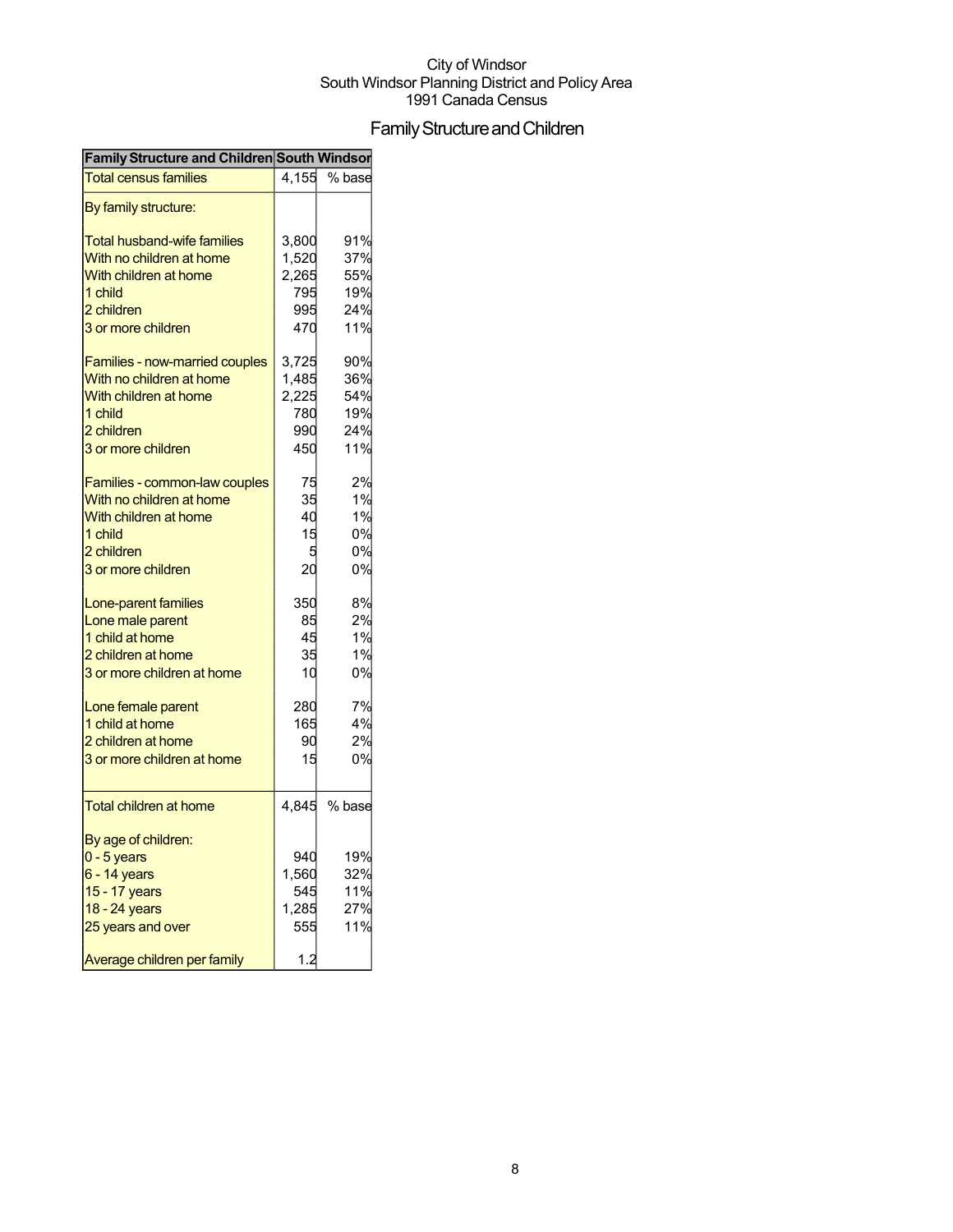City of Windsor
South Windsor Planning District and Policy Area
1991 Canada Census

# Family Structure and Children

| Family Structure and Children | South Windsor | |
|---|---|---|
| Total census families | 4,155 | % base |
| By family structure: | | |
| Total husband-wife families | 3,800 | 91% |
| With no children at home | 1,520 | 37% |
| With children at home | 2,265 | 55% |
| 1 child | 795 | 19% |
| 2 children | 995 | 24% |
| 3 or more children | 470 | 11% |
| Families - now-married couples | 3,725 | 90% |
| With no children at home | 1,485 | 36% |
| With children at home | 2,225 | 54% |
| 1 child | 780 | 19% |
| 2 children | 990 | 24% |
| 3 or more children | 450 | 11% |
| Families - common-law couples | 75 | 2% |
| With no children at home | 35 | 1% |
| With children at home | 40 | 1% |
| 1 child | 15 | 0% |
| 2 children | 5 | 0% |
| 3 or more children | 20 | 0% |
| Lone-parent families | 350 | 8% |
| Lone male parent | 85 | 2% |
| 1 child at home | 45 | 1% |
| 2 children at home | 35 | 1% |
| 3 or more children at home | 10 | 0% |
| Lone female parent | 280 | 7% |
| 1 child at home | 165 | 4% |
| 2 children at home | 90 | 2% |
| 3 or more children at home | 15 | 0% |
| Total children at home | 4,845 | % base |
| By age of children: | | |
| 0 - 5 years | 940 | 19% |
| 6 - 14 years | 1,560 | 32% |
| 15 - 17 years | 545 | 11% |
| 18 - 24 years | 1,285 | 27% |
| 25 years and over | 555 | 11% |
| Average children per family | 1.2 | |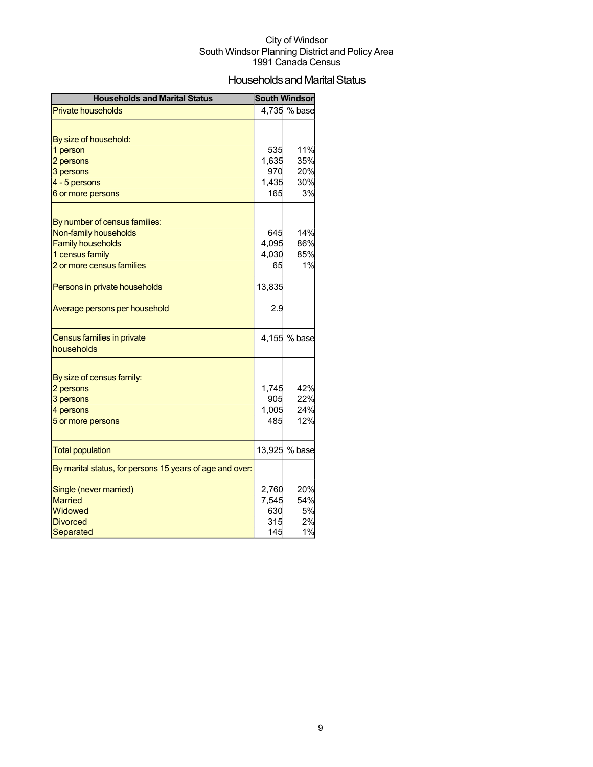City of Windsor
South Windsor Planning District and Policy Area
1991 Canada Census

# Households and Marital Status

| Households and Marital Status | South Windsor | |
|---|---|---|
| Private households | 4,735 | % base |
| | | |
| By size of household: | | |
| 1 person | 535 | 11% |
| 2 persons | 1,635 | 35% |
| 3 persons | 970 | 20% |
| 4 - 5 persons | 1,435 | 30% |
| 6 or more persons | 165 | 3% |
| | | |
| By number of census families: | | |
| Non-family households | 645 | 14% |
| Family households | 4,095 | 86% |
| 1 census family | 4,030 | 85% |
| 2 or more census families | 65 | 1% |
| | | |
| Persons in private households | 13,835 | |
| | | |
| Average persons per household | 2.9 | |
| | | |
| Census families in private households | 4,155 | % base |
| | | |
| By size of census family: | | |
| 2 persons | 1,745 | 42% |
| 3 persons | 905 | 22% |
| 4 persons | 1,005 | 24% |
| 5 or more persons | 485 | 12% |
| | | |
| Total population | 13,925 | % base |
| By marital status, for persons 15 years of age and over: | | |
| | | |
| Single (never married) | 2,760 | 20% |
| Married | 7,545 | 54% |
| Widowed | 630 | 5% |
| Divorced | 315 | 2% |
| Separated | 145 | 1% |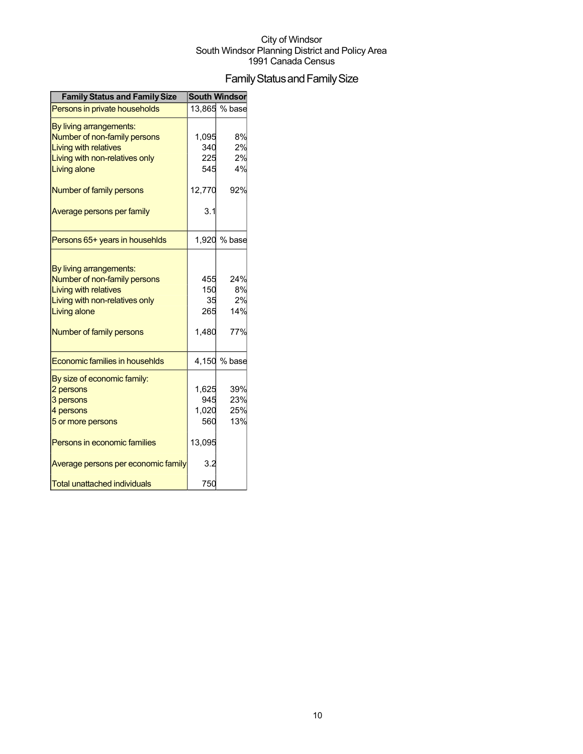City of Windsor
South Windsor Planning District and Policy Area
1991 Canada Census

# Family Status and Family Size

| Family Status and Family Size | South Windsor | |
|---|---|---|
| Persons in private households | 13,865 | % base |
| By living arrangements: | | |
| Number of non-family persons | 1,095 | 8% |
| Living with relatives | 340 | 2% |
| Living with non-relatives only | 225 | 2% |
| Living alone | 545 | 4% |
| Number of family persons | 12,770 | 92% |
| Average persons per family | 3.1 | |
| Persons 65+ years in househlds | 1,920 | % base |
| By living arrangements: | | |
| Number of non-family persons | 455 | 24% |
| Living with relatives | 150 | 8% |
| Living with non-relatives only | 35 | 2% |
| Living alone | 265 | 14% |
| Number of family persons | 1,480 | 77% |
| Economic families in househlds | 4,150 | % base |
| By size of economic family: | | |
| 2 persons | 1,625 | 39% |
| 3 persons | 945 | 23% |
| 4 persons | 1,020 | 25% |
| 5 or more persons | 560 | 13% |
| Persons in economic families | 13,095 | |
| Average persons per economic family | 3.2 | |
| Total unattached individuals | 750 | |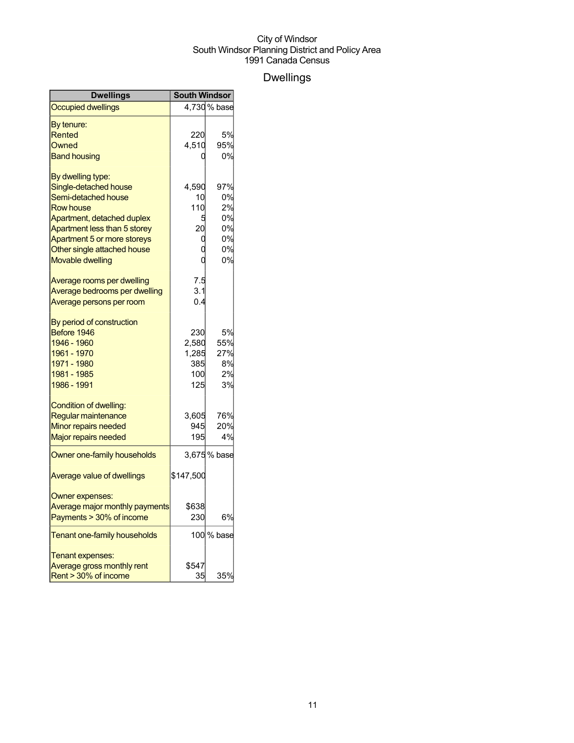City of Windsor
South Windsor Planning District and Policy Area
1991 Canada Census

# Dwellings

| Dwellings | South Windsor | |
|---|---|---|
| Occupied dwellings | 4,730 | % base |
| By tenure: | | |
| Rented | 220 | 5% |
| Owned | 4,510 | 95% |
| Band housing | 0 | 0% |
| By dwelling type: | | |
| Single-detached house | 4,590 | 97% |
| Semi-detached house | 10 | 0% |
| Row house | 110 | 2% |
| Apartment, detached duplex | 5 | 0% |
| Apartment less than 5 storey | 20 | 0% |
| Apartment 5 or more storeys | 0 | 0% |
| Other single attached house | 0 | 0% |
| Movable dwelling | 0 | 0% |
| Average rooms per dwelling | 7.5 | |
| Average bedrooms per dwelling | 3.1 | |
| Average persons per room | 0.4 | |
| By period of construction | | |
| Before 1946 | 230 | 5% |
| 1946 - 1960 | 2,580 | 55% |
| 1961 - 1970 | 1,285 | 27% |
| 1971 - 1980 | 385 | 8% |
| 1981 - 1985 | 100 | 2% |
| 1986 - 1991 | 125 | 3% |
| Condition of dwelling: | | |
| Regular maintenance | 3,605 | 76% |
| Minor repairs needed | 945 | 20% |
| Major repairs needed | 195 | 4% |
| Owner one-family households | 3,675 | % base |
| Average value of dwellings | $147,500 | |
| Owner expenses: | | |
| Average major monthly payments | $638 | |
| Payments > 30% of income | 230 | 6% |
| Tenant one-family households | 100 | % base |
| Tenant expenses: | | |
| Average gross monthly rent | $547 | |
| Rent > 30% of income | 35 | 35% |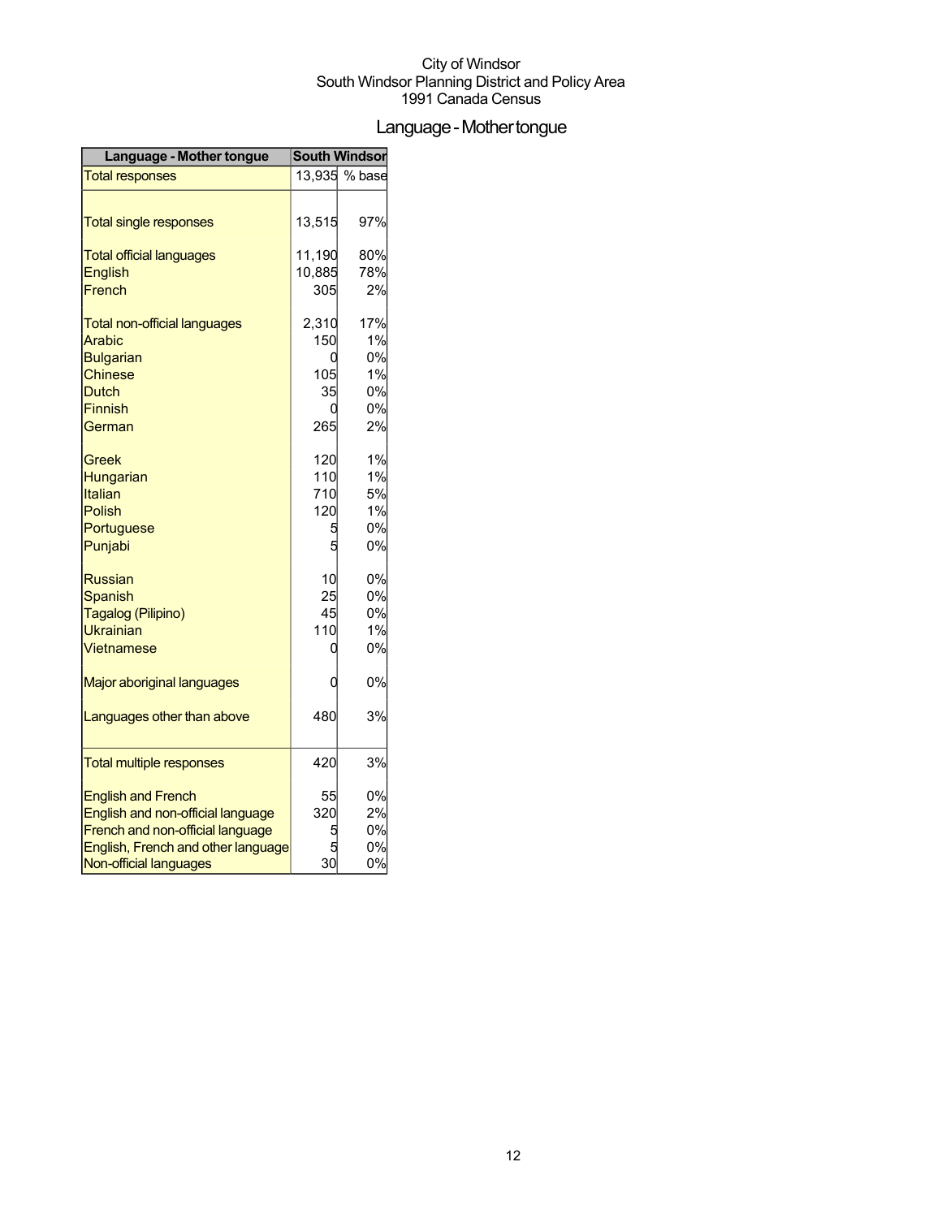City of Windsor
South Windsor Planning District and Policy Area
1991 Canada Census

# Language - Mother tongue

| Language - Mother tongue | South Windsor | |
|---|---|---|
| Total responses | 13,935 | % base |
| | | |
| Total single responses | 13,515 | 97% |
| | | |
| Total official languages | 11,190 | 80% |
| English | 10,885 | 78% |
| French | 305 | 2% |
| | | |
| Total non-official languages | 2,310 | 17% |
| Arabic | 150 | 1% |
| Bulgarian | 0 | 0% |
| Chinese | 105 | 1% |
| Dutch | 35 | 0% |
| Finnish | 0 | 0% |
| German | 265 | 2% |
| | | |
| Greek | 120 | 1% |
| Hungarian | 110 | 1% |
| Italian | 710 | 5% |
| Polish | 120 | 1% |
| Portuguese | 5 | 0% |
| Punjabi | 5 | 0% |
| | | |
| Russian | 10 | 0% |
| Spanish | 25 | 0% |
| Tagalog (Pilipino) | 45 | 0% |
| Ukrainian | 110 | 1% |
| Vietnamese | 0 | 0% |
| | | |
| Major aboriginal languages | 0 | 0% |
| | | |
| Languages other than above | 480 | 3% |
| | | |
| Total multiple responses | 420 | 3% |
| | | |
| English and French | 55 | 0% |
| English and non-official language | 320 | 2% |
| French and non-official language | 5 | 0% |
| English, French and other language | 5 | 0% |
| Non-official languages | 30 | 0% |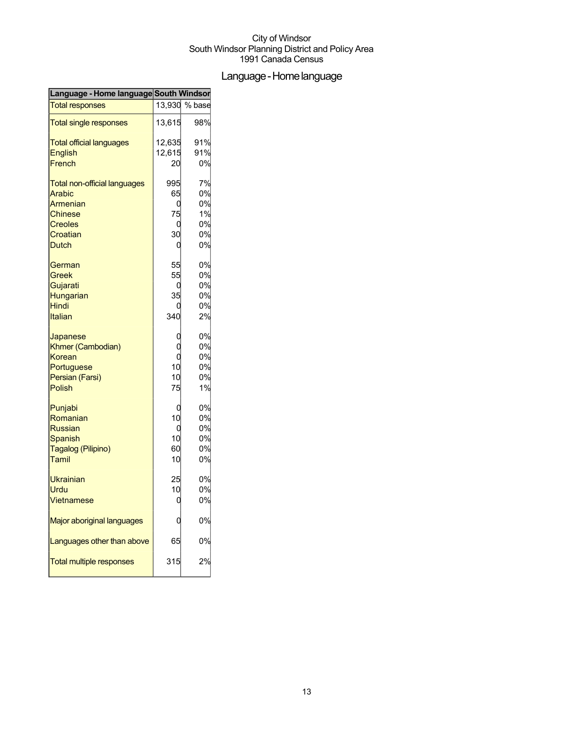City of Windsor
South Windsor Planning District and Policy Area
1991 Canada Census

# Language - Home language

| Language - Home language | South Windsor | |
|---|---|---|
| Total responses | 13,930 | % base |
| Total single responses | 13,615 | 98% |
| Total official languages | 12,635 | 91% |
| English | 12,615 | 91% |
| French | 20 | 0% |
| Total non-official languages | 995 | 7% |
| Arabic | 65 | 0% |
| Armenian | 0 | 0% |
| Chinese | 75 | 1% |
| Creoles | 0 | 0% |
| Croatian | 30 | 0% |
| Dutch | 0 | 0% |
| German | 55 | 0% |
| Greek | 55 | 0% |
| Gujarati | 0 | 0% |
| Hungarian | 35 | 0% |
| Hindi | 0 | 0% |
| Italian | 340 | 2% |
| Japanese | 0 | 0% |
| Khmer (Cambodian) | 0 | 0% |
| Korean | 0 | 0% |
| Portuguese | 10 | 0% |
| Persian (Farsi) | 10 | 0% |
| Polish | 75 | 1% |
| Punjabi | 0 | 0% |
| Romanian | 10 | 0% |
| Russian | 0 | 0% |
| Spanish | 10 | 0% |
| Tagalog (Pilipino) | 60 | 0% |
| Tamil | 10 | 0% |
| Ukrainian | 25 | 0% |
| Urdu | 10 | 0% |
| Vietnamese | 0 | 0% |
| Major aboriginal languages | 0 | 0% |
| Languages other than above | 65 | 0% |
| Total multiple responses | 315 | 2% |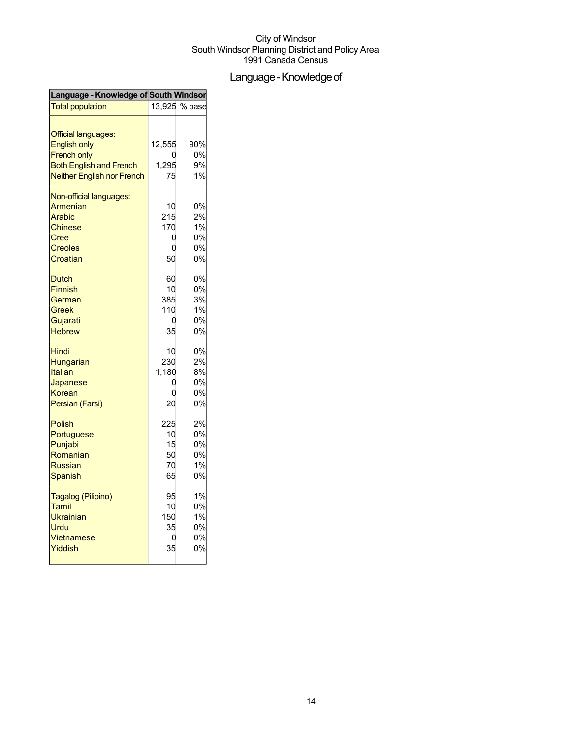City of Windsor
South Windsor Planning District and Policy Area
1991 Canada Census

# Language - Knowledge of

| Language - Knowledge of | South Windsor | |
|---|---|---|
| Total population | 13,925 | % base |
| | | |
| Official languages: | | |
| English only | 12,555 | 90% |
| French only | 0 | 0% |
| Both English and French | 1,295 | 9% |
| Neither English nor French | 75 | 1% |
| | | |
| Non-official languages: | | |
| Armenian | 10 | 0% |
| Arabic | 215 | 2% |
| Chinese | 170 | 1% |
| Cree | 0 | 0% |
| Creoles | 0 | 0% |
| Croatian | 50 | 0% |
| | | |
| Dutch | 60 | 0% |
| Finnish | 10 | 0% |
| German | 385 | 3% |
| Greek | 110 | 1% |
| Gujarati | 0 | 0% |
| Hebrew | 35 | 0% |
| | | |
| Hindi | 10 | 0% |
| Hungarian | 230 | 2% |
| Italian | 1,180 | 8% |
| Japanese | 0 | 0% |
| Korean | 0 | 0% |
| Persian (Farsi) | 20 | 0% |
| | | |
| Polish | 225 | 2% |
| Portuguese | 10 | 0% |
| Punjabi | 15 | 0% |
| Romanian | 50 | 0% |
| Russian | 70 | 1% |
| Spanish | 65 | 0% |
| | | |
| Tagalog (Pilipino) | 95 | 1% |
| Tamil | 10 | 0% |
| Ukrainian | 150 | 1% |
| Urdu | 35 | 0% |
| Vietnamese | 0 | 0% |
| Yiddish | 35 | 0% |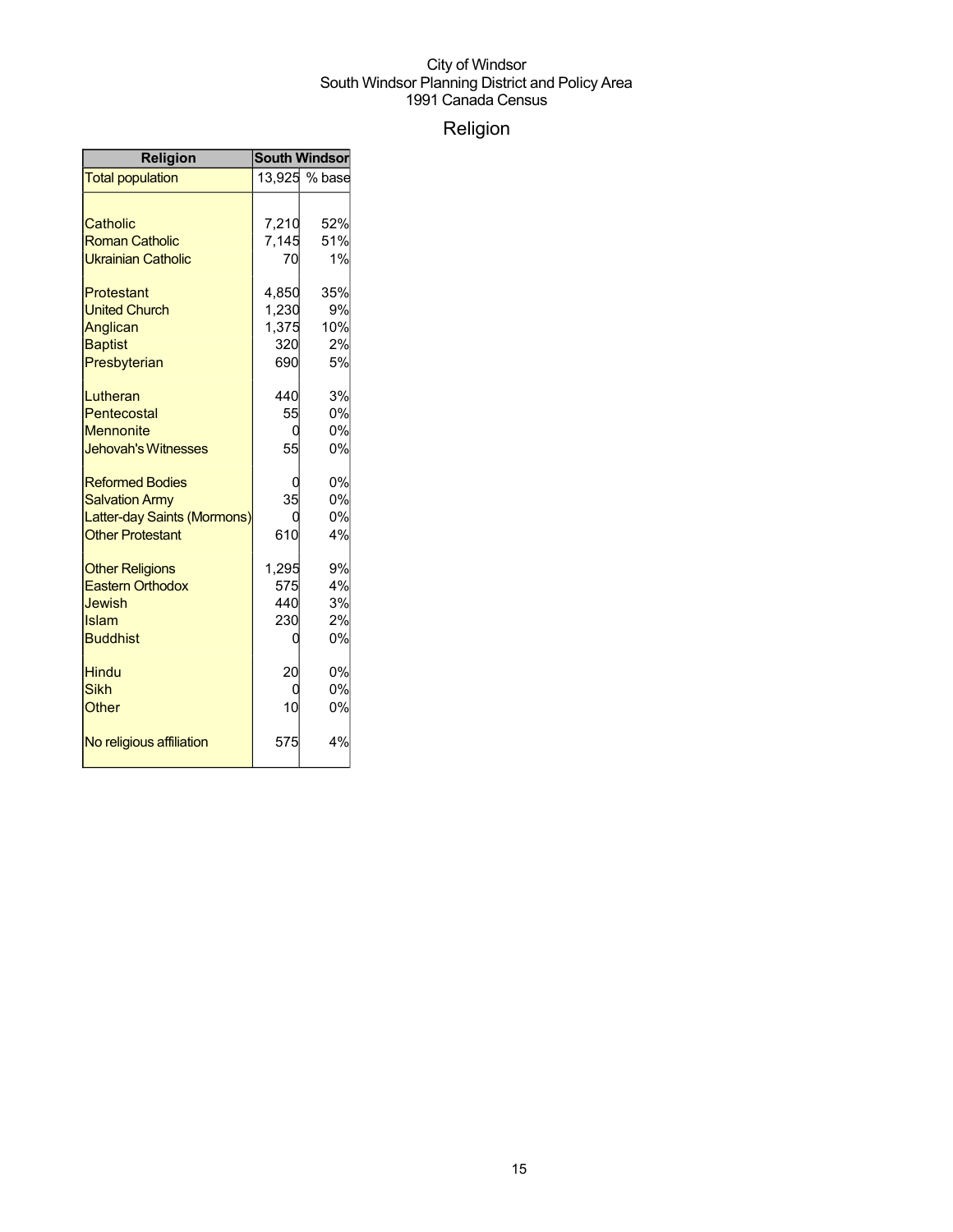City of Windsor
South Windsor Planning District and Policy Area
1991 Canada Census

# Religion

| Religion | South Windsor | |
|---|---|---|
| Total population | 13,925 | % base |
| | | |
| Catholic | 7,210 | 52% |
| Roman Catholic | 7,145 | 51% |
| Ukrainian Catholic | 70 | 1% |
| | | |
| Protestant | 4,850 | 35% |
| United Church | 1,230 | 9% |
| Anglican | 1,375 | 10% |
| Baptist | 320 | 2% |
| Presbyterian | 690 | 5% |
| | | |
| Lutheran | 440 | 3% |
| Pentecostal | 55 | 0% |
| Mennonite | 0 | 0% |
| Jehovah's Witnesses | 55 | 0% |
| | | |
| Reformed Bodies | 0 | 0% |
| Salvation Army | 35 | 0% |
| Latter-day Saints (Mormons) | 0 | 0% |
| Other Protestant | 610 | 4% |
| | | |
| Other Religions | 1,295 | 9% |
| Eastern Orthodox | 575 | 4% |
| Jewish | 440 | 3% |
| Islam | 230 | 2% |
| Buddhist | 0 | 0% |
| | | |
| Hindu | 20 | 0% |
| Sikh | 0 | 0% |
| Other | 10 | 0% |
| | | |
| No religious affiliation | 575 | 4% |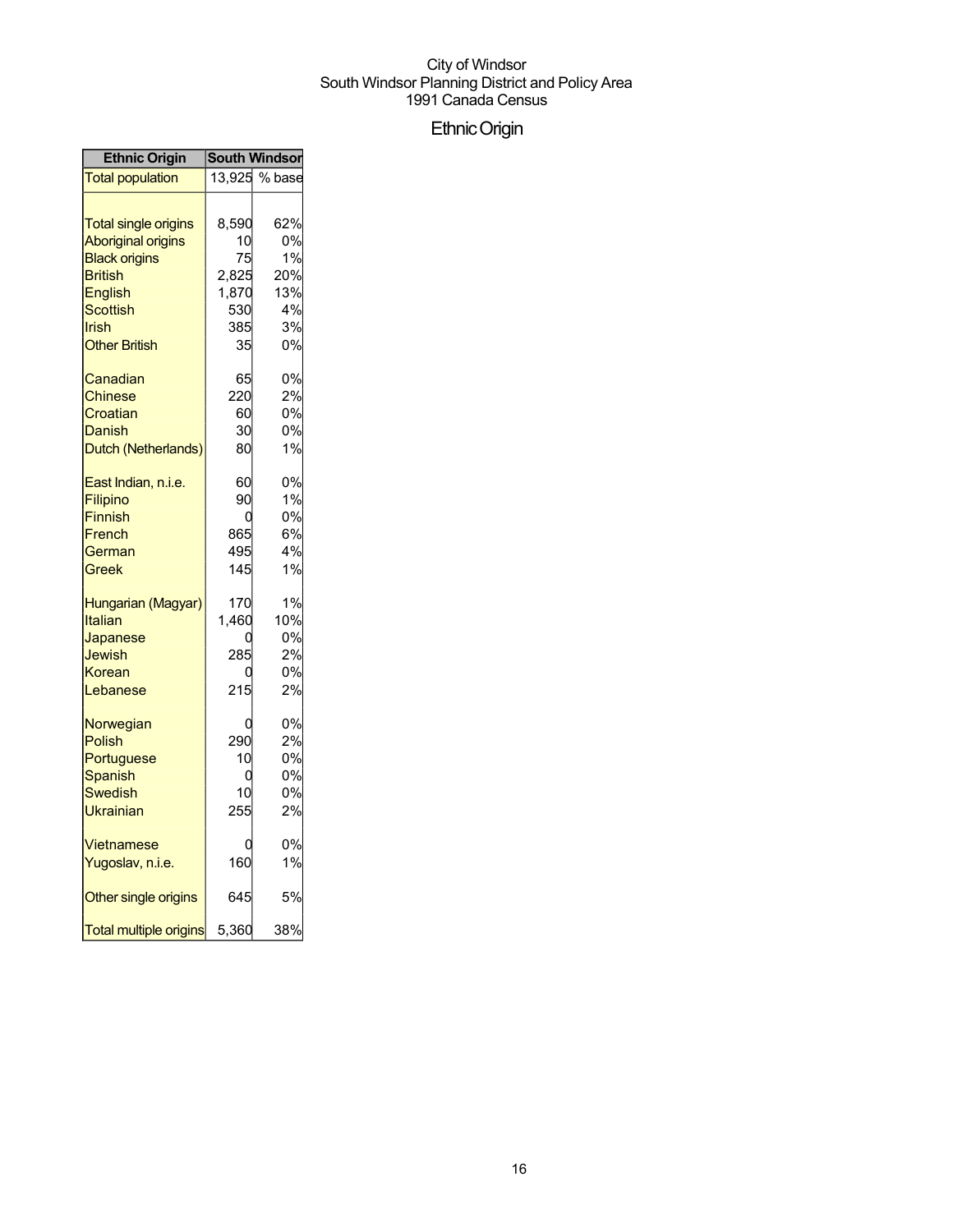City of Windsor
South Windsor Planning District and Policy Area
1991 Canada Census

# Ethnic Origin

| Ethnic Origin | South Windsor | |
|---|---|---|
| Total population | 13,925 | % base |
| | | |
| Total single origins | 8,590 | 62% |
| Aboriginal origins | 10 | 0% |
| Black origins | 75 | 1% |
| British | 2,825 | 20% |
| English | 1,870 | 13% |
| Scottish | 530 | 4% |
| Irish | 385 | 3% |
| Other British | 35 | 0% |
| | | |
| Canadian | 65 | 0% |
| Chinese | 220 | 2% |
| Croatian | 60 | 0% |
| Danish | 30 | 0% |
| Dutch (Netherlands) | 80 | 1% |
| | | |
| East Indian, n.i.e. | 60 | 0% |
| Filipino | 90 | 1% |
| Finnish | 0 | 0% |
| French | 865 | 6% |
| German | 495 | 4% |
| Greek | 145 | 1% |
| | | |
| Hungarian (Magyar) | 170 | 1% |
| Italian | 1,460 | 10% |
| Japanese | 0 | 0% |
| Jewish | 285 | 2% |
| Korean | 0 | 0% |
| Lebanese | 215 | 2% |
| | | |
| Norwegian | 0 | 0% |
| Polish | 290 | 2% |
| Portuguese | 10 | 0% |
| Spanish | 0 | 0% |
| Swedish | 10 | 0% |
| Ukrainian | 255 | 2% |
| | | |
| Vietnamese | 0 | 0% |
| Yugoslav, n.i.e. | 160 | 1% |
| | | |
| Other single origins | 645 | 5% |
| | | |
| Total multiple origins | 5,360 | 38% |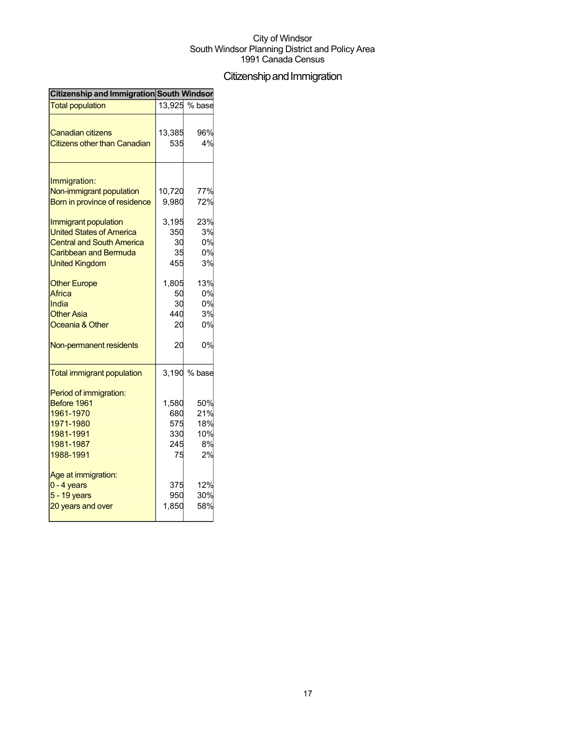City of Windsor
South Windsor Planning District and Policy Area
1991 Canada Census

# Citizenship and Immigration

| Citizenship and Immigration | South Windsor | |
|---|---|---|
| Total population | 13,925 | % base |
| | | |
| Canadian citizens | 13,385 | 96% |
| Citizens other than Canadian | 535 | 4% |
| | | |
| Immigration: | | |
| Non-immigrant population | 10,720 | 77% |
| Born in province of residence | 9,980 | 72% |
| | | |
| Immigrant population | 3,195 | 23% |
| United States of America | 350 | 3% |
| Central and South America | 30 | 0% |
| Caribbean and Bermuda | 35 | 0% |
| United Kingdom | 455 | 3% |
| | | |
| Other Europe | 1,805 | 13% |
| Africa | 50 | 0% |
| India | 30 | 0% |
| Other Asia | 440 | 3% |
| Oceania & Other | 20 | 0% |
| | | |
| Non-permanent residents | 20 | 0% |
| | | |
| Total immigrant population | 3,190 | % base |
| | | |
| Period of immigration: | | |
| Before 1961 | 1,580 | 50% |
| 1961-1970 | 680 | 21% |
| 1971-1980 | 575 | 18% |
| 1981-1991 | 330 | 10% |
| 1981-1987 | 245 | 8% |
| 1988-1991 | 75 | 2% |
| | | |
| Age at immigration: | | |
| 0 - 4 years | 375 | 12% |
| 5 - 19 years | 950 | 30% |
| 20 years and over | 1,850 | 58% |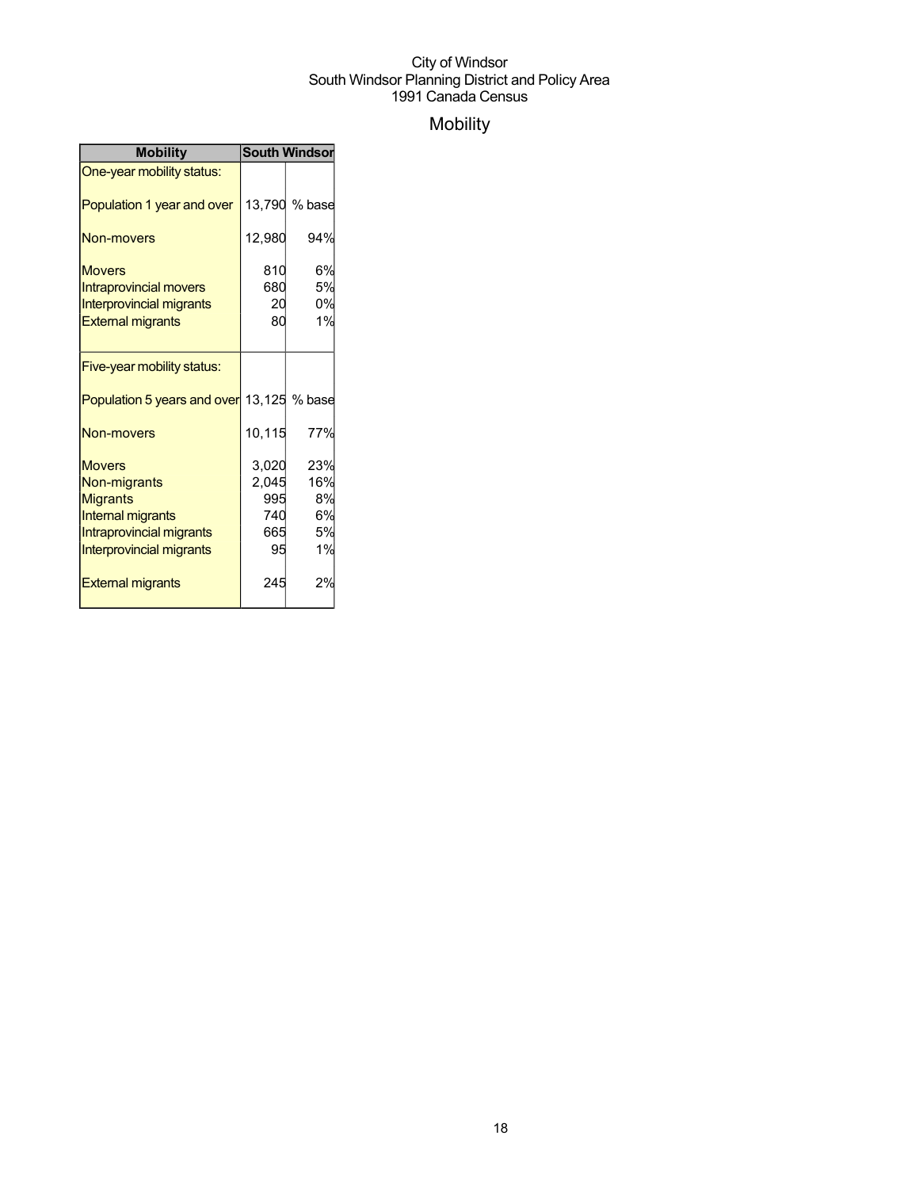City of Windsor
South Windsor Planning District and Policy Area
1991 Canada Census

# Mobility

| Mobility | South Windsor | |
|---|---|---|
| One-year mobility status: | | |
| Population 1 year and over | 13,790 | % base |
| Non-movers | 12,980 | 94% |
| Movers | 810 | 6% |
| Intraprovincial movers | 680 | 5% |
| Interprovincial migrants | 20 | 0% |
| External migrants | 80 | 1% |
| Five-year mobility status: | | |
| Population 5 years and over | 13,125 | % base |
| Non-movers | 10,115 | 77% |
| Movers | 3,020 | 23% |
| Non-migrants | 2,045 | 16% |
| Migrants | 995 | 8% |
| Internal migrants | 740 | 6% |
| Intraprovincial migrants | 665 | 5% |
| Interprovincial migrants | 95 | 1% |
| External migrants | 245 | 2% |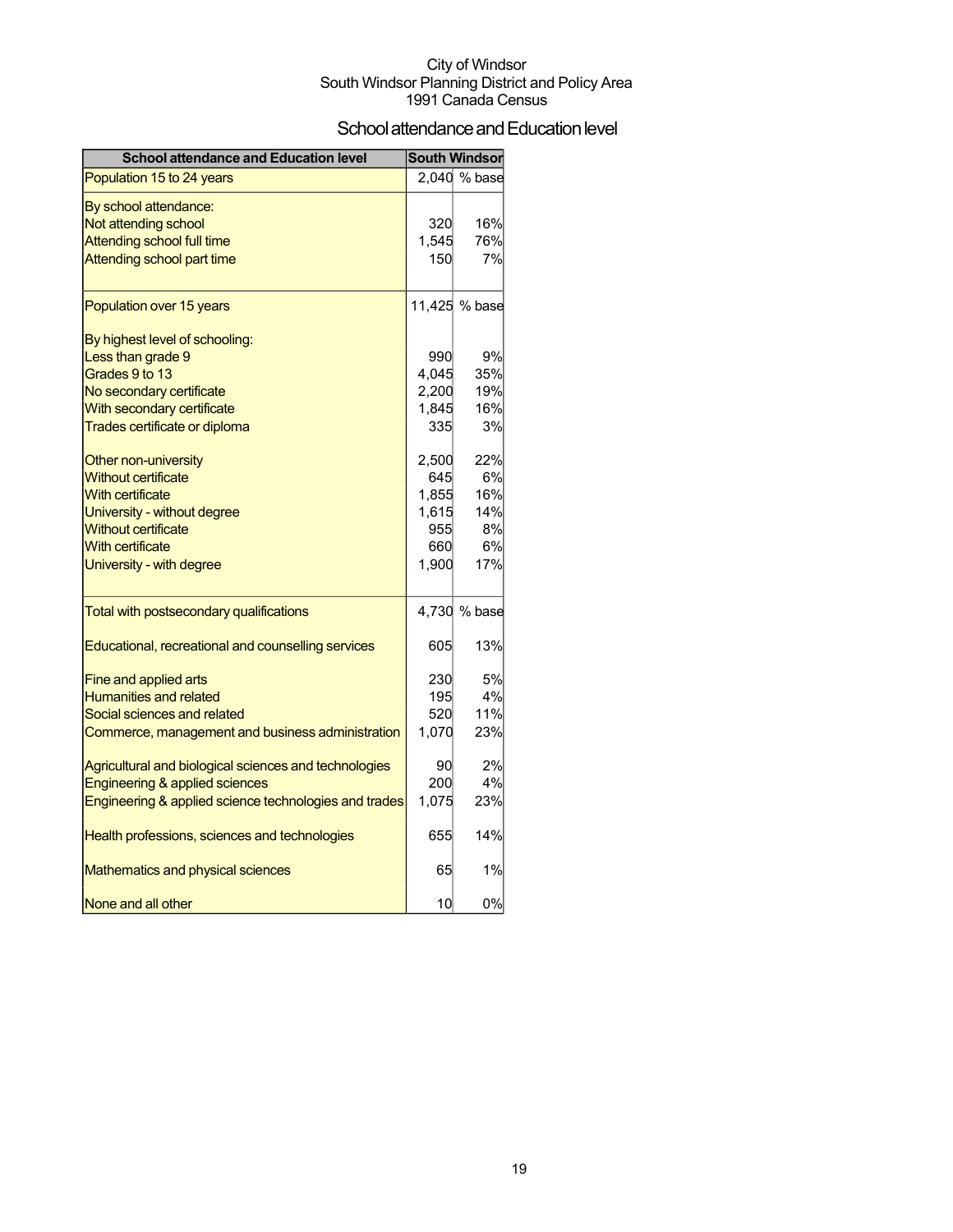City of Windsor
South Windsor Planning District and Policy Area
1991 Canada Census

# School attendance and Education level

| School attendance and Education level | South Windsor | |
|---|---|---|
| Population 15 to 24 years | 2,040 | % base |
| By school attendance: | | |
| Not attending school | 320 | 16% |
| Attending school full time | 1,545 | 76% |
| Attending school part time | 150 | 7% |
| Population over 15 years | 11,425 | % base |
| By highest level of schooling: | | |
| Less than grade 9 | 990 | 9% |
| Grades 9 to 13 | 4,045 | 35% |
| No secondary certificate | 2,200 | 19% |
| With secondary certificate | 1,845 | 16% |
| Trades certificate or diploma | 335 | 3% |
| Other non-university | 2,500 | 22% |
| Without certificate | 645 | 6% |
| With certificate | 1,855 | 16% |
| University - without degree | 1,615 | 14% |
| Without certificate | 955 | 8% |
| With certificate | 660 | 6% |
| University - with degree | 1,900 | 17% |
| Total with postsecondary qualifications | 4,730 | % base |
| Educational, recreational and counselling services | 605 | 13% |
| Fine and applied arts | 230 | 5% |
| Humanities and related | 195 | 4% |
| Social sciences and related | 520 | 11% |
| Commerce, management and business administration | 1,070 | 23% |
| Agricultural and biological sciences and technologies | 90 | 2% |
| Engineering & applied sciences | 200 | 4% |
| Engineering & applied science technologies and trades | 1,075 | 23% |
| Health professions, sciences and technologies | 655 | 14% |
| Mathematics and physical sciences | 65 | 1% |
| None and all other | 10 | 0% |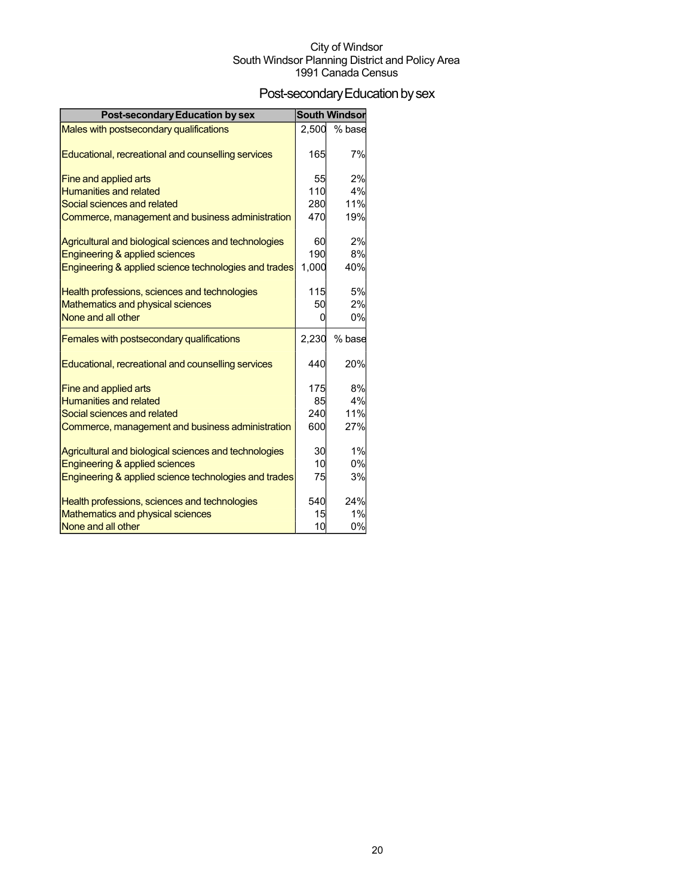City of Windsor
South Windsor Planning District and Policy Area
1991 Canada Census

# Post-secondary Education by sex

| Post-secondary Education by sex | South Windsor | |
|---|---|---|
| Males with postsecondary qualifications | 2,500 | % base |
| Educational, recreational and counselling services | 165 | 7% |
| Fine and applied arts | 55 | 2% |
| Humanities and related | 110 | 4% |
| Social sciences and related | 280 | 11% |
| Commerce, management and business administration | 470 | 19% |
| Agricultural and biological sciences and technologies | 60 | 2% |
| Engineering & applied sciences | 190 | 8% |
| Engineering & applied science technologies and trades | 1,000 | 40% |
| Health professions, sciences and technologies | 115 | 5% |
| Mathematics and physical sciences | 50 | 2% |
| None and all other | 0 | 0% |
| Females with postsecondary qualifications | 2,230 | % base |
| Educational, recreational and counselling services | 440 | 20% |
| Fine and applied arts | 175 | 8% |
| Humanities and related | 85 | 4% |
| Social sciences and related | 240 | 11% |
| Commerce, management and business administration | 600 | 27% |
| Agricultural and biological sciences and technologies | 30 | 1% |
| Engineering & applied sciences | 10 | 0% |
| Engineering & applied science technologies and trades | 75 | 3% |
| Health professions, sciences and technologies | 540 | 24% |
| Mathematics and physical sciences | 15 | 1% |
| None and all other | 10 | 0% |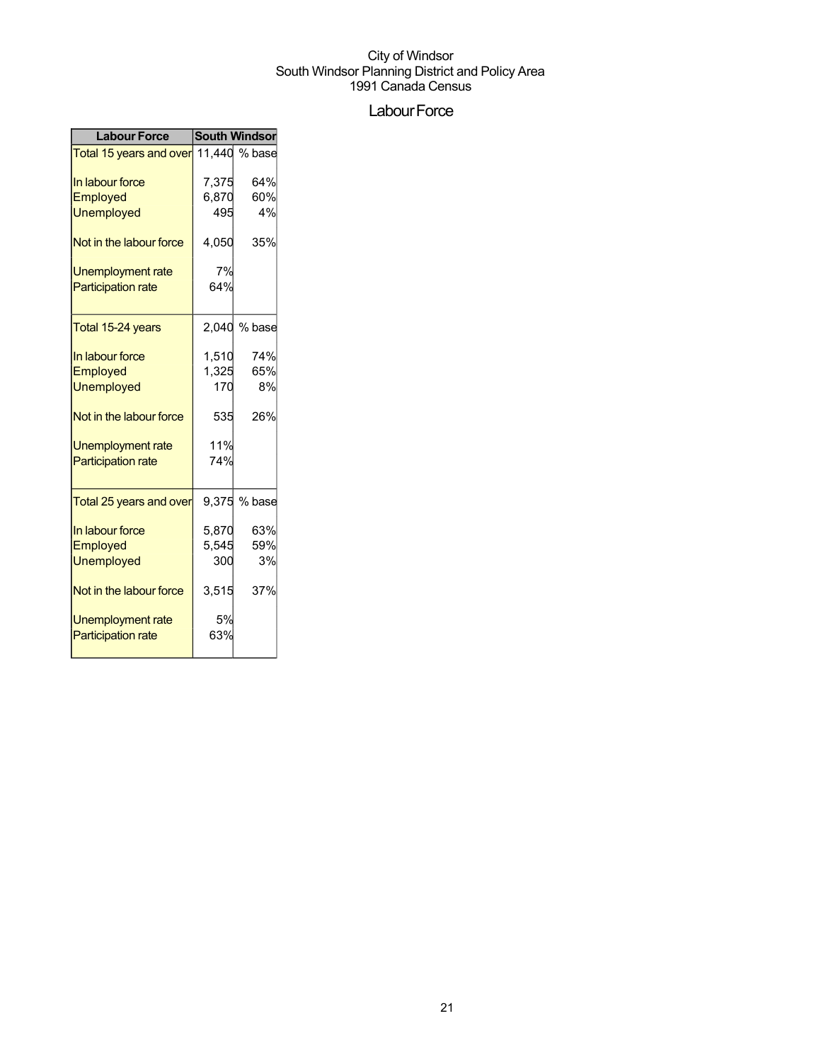City of Windsor
South Windsor Planning District and Policy Area
1991 Canada Census

# Labour Force

| Labour Force | South Windsor | |
|---|---|---|
| Total 15 years and over | 11,440 | % base |
| In labour force | 7,375 | 64% |
| Employed | 6,870 | 60% |
| Unemployed | 495 | 4% |
| Not in the labour force | 4,050 | 35% |
| Unemployment rate | 7% | |
| Participation rate | 64% | |
| Total 15-24 years | 2,040 | % base |
| In labour force | 1,510 | 74% |
| Employed | 1,325 | 65% |
| Unemployed | 170 | 8% |
| Not in the labour force | 535 | 26% |
| Unemployment rate | 11% | |
| Participation rate | 74% | |
| Total 25 years and over | 9,375 | % base |
| In labour force | 5,870 | 63% |
| Employed | 5,545 | 59% |
| Unemployed | 300 | 3% |
| Not in the labour force | 3,515 | 37% |
| Unemployment rate | 5% | |
| Participation rate | 63% | |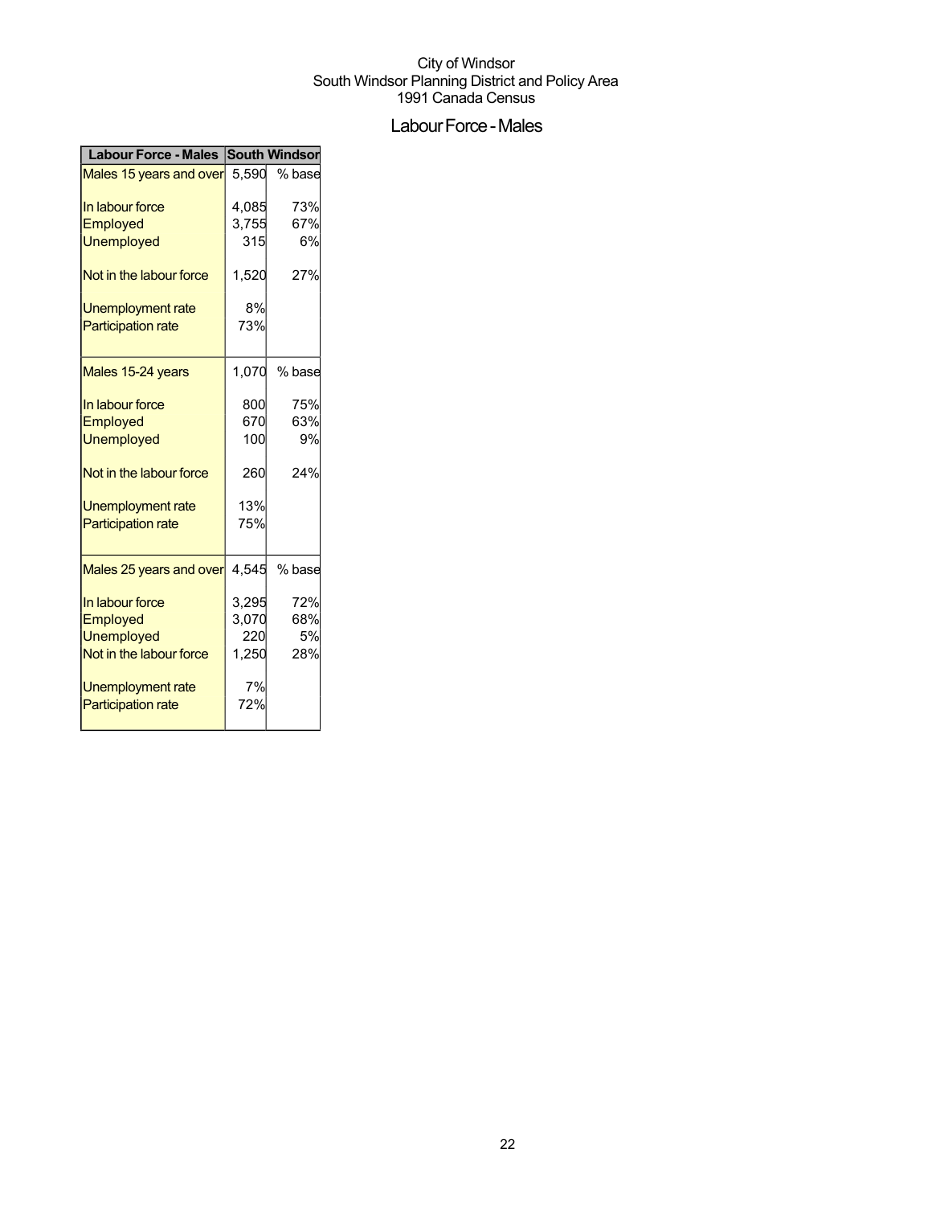City of Windsor
South Windsor Planning District and Policy Area
1991 Canada Census

## Labour Force - Males

| Labour Force - Males | South Windsor | |
|---|---|---|
| Males 15 years and over | 5,590 | % base |
| In labour force | 4,085 | 73% |
| Employed | 3,755 | 67% |
| Unemployed | 315 | 6% |
| Not in the labour force | 1,520 | 27% |
| Unemployment rate | 8% | |
| Participation rate | 73% | |
| Males 15-24 years | 1,070 | % base |
| In labour force | 800 | 75% |
| Employed | 670 | 63% |
| Unemployed | 100 | 9% |
| Not in the labour force | 260 | 24% |
| Unemployment rate | 13% | |
| Participation rate | 75% | |
| Males 25 years and over | 4,545 | % base |
| In labour force | 3,295 | 72% |
| Employed | 3,070 | 68% |
| Unemployed | 220 | 5% |
| Not in the labour force | 1,250 | 28% |
| Unemployment rate | 7% | |
| Participation rate | 72% | |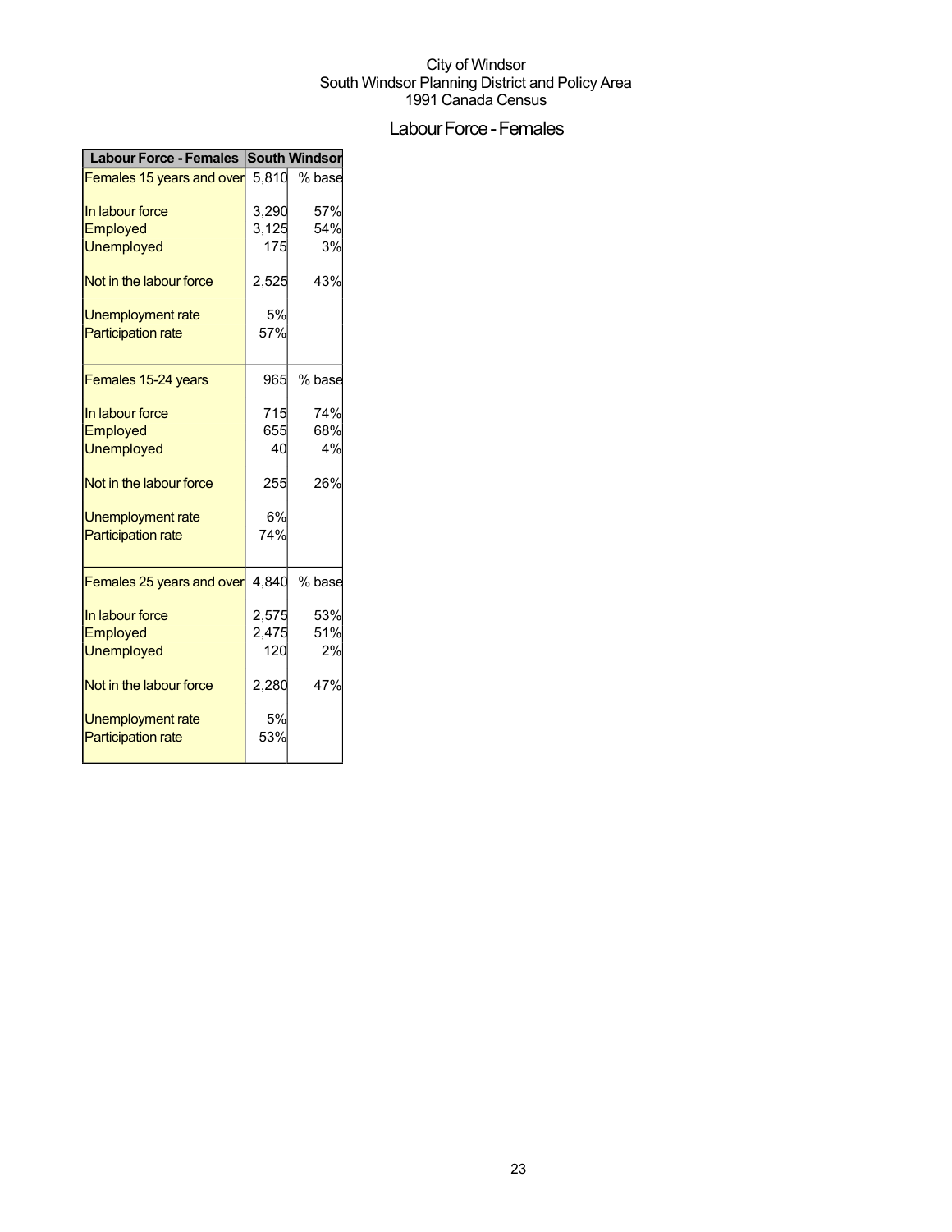City of Windsor
South Windsor Planning District and Policy Area
1991 Canada Census

# Labour Force - Females

| Labour Force - Females | South Windsor | |
|---|---|---|
| Females 15 years and over | 5,810 | % base |
| In labour force | 3,290 | 57% |
| Employed | 3,125 | 54% |
| Unemployed | 175 | 3% |
| Not in the labour force | 2,525 | 43% |
| Unemployment rate | 5% | |
| Participation rate | 57% | |
| Females 15-24 years | 965 | % base |
| In labour force | 715 | 74% |
| Employed | 655 | 68% |
| Unemployed | 40 | 4% |
| Not in the labour force | 255 | 26% |
| Unemployment rate | 6% | |
| Participation rate | 74% | |
| Females 25 years and over | 4,840 | % base |
| In labour force | 2,575 | 53% |
| Employed | 2,475 | 51% |
| Unemployed | 120 | 2% |
| Not in the labour force | 2,280 | 47% |
| Unemployment rate | 5% | |
| Participation rate | 53% | |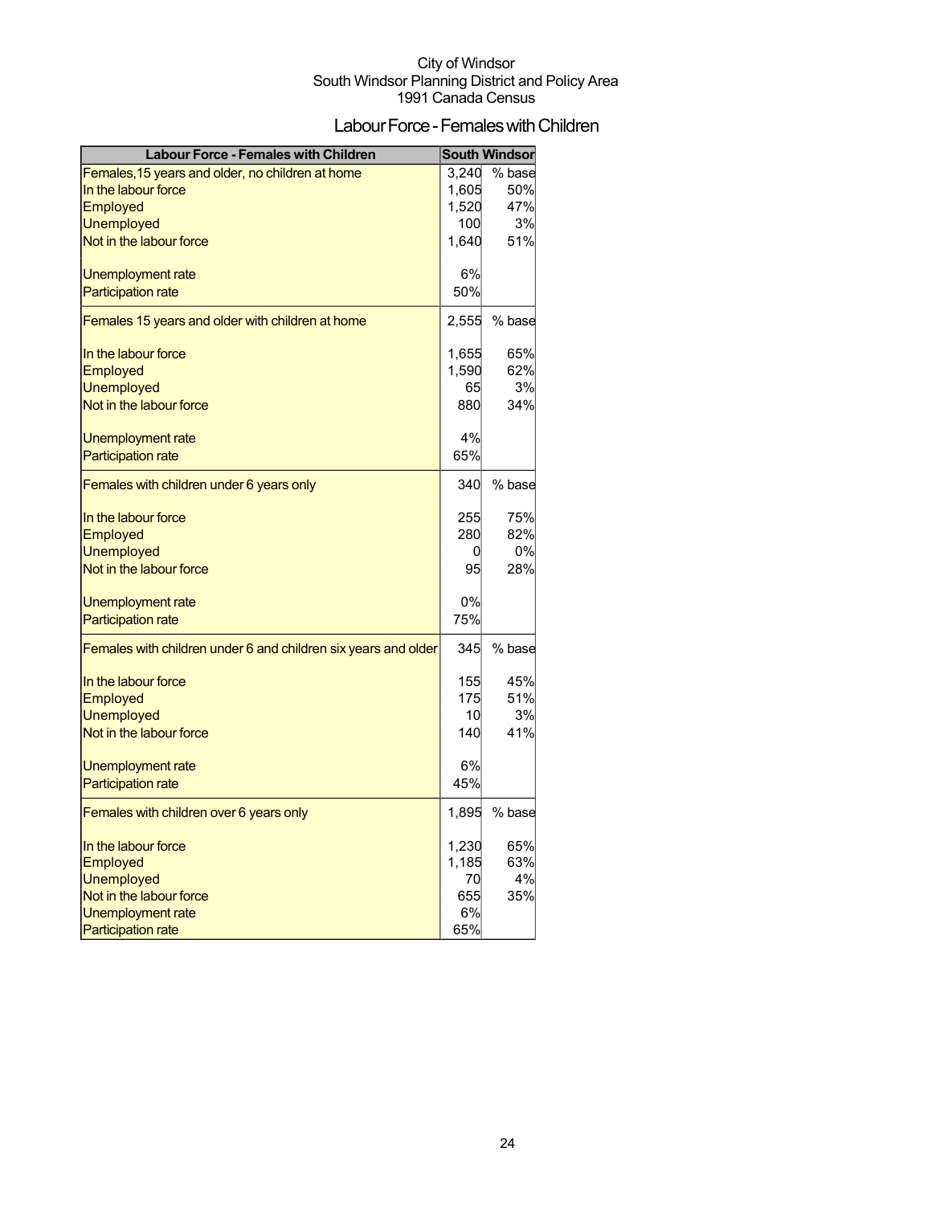City of Windsor
South Windsor Planning District and Policy Area
1991 Canada Census

# Labour Force - Females with Children

| Labour Force - Females with Children | South Windsor | |
|---|---|---|
| Females,15 years and older, no children at home | 3,240 | % base |
| In the labour force | 1,605 | 50% |
| Employed | 1,520 | 47% |
| Unemployed | 100 | 3% |
| Not in the labour force | 1,640 | 51% |
| Unemployment rate | 6% | |
| Participation rate | 50% | |
| Females 15 years and older with children at home | 2,555 | % base |
| In the labour force | 1,655 | 65% |
| Employed | 1,590 | 62% |
| Unemployed | 65 | 3% |
| Not in the labour force | 880 | 34% |
| Unemployment rate | 4% | |
| Participation rate | 65% | |
| Females with children under 6 years only | 340 | % base |
| In the labour force | 255 | 75% |
| Employed | 280 | 82% |
| Unemployed | 0 | 0% |
| Not in the labour force | 95 | 28% |
| Unemployment rate | 0% | |
| Participation rate | 75% | |
| Females with children under 6 and children six years and older | 345 | % base |
| In the labour force | 155 | 45% |
| Employed | 175 | 51% |
| Unemployed | 10 | 3% |
| Not in the labour force | 140 | 41% |
| Unemployment rate | 6% | |
| Participation rate | 45% | |
| Females with children over 6 years only | 1,895 | % base |
| In the labour force | 1,230 | 65% |
| Employed | 1,185 | 63% |
| Unemployed | 70 | 4% |
| Not in the labour force | 655 | 35% |
| Unemployment rate | 6% | |
| Participation rate | 65% | |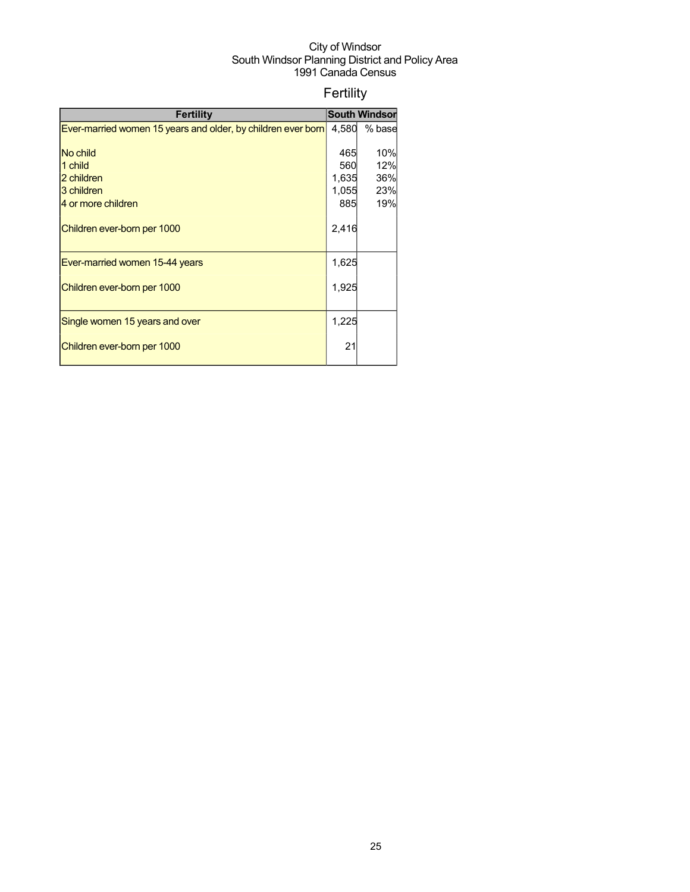City of Windsor
South Windsor Planning District and Policy Area
1991 Canada Census

# Fertility

| Fertility | South Windsor | |
|---|---|---|
| Ever-married women 15 years and older, by children ever born | 4,580 | % base |
| No child | 465 | 10% |
| 1 child | 560 | 12% |
| 2 children | 1,635 | 36% |
| 3 children | 1,055 | 23% |
| 4 or more children | 885 | 19% |
| Children ever-born per 1000 | 2,416 | |
| Ever-married women 15-44 years | 1,625 | |
| Children ever-born per 1000 | 1,925 | |
| Single women 15 years and over | 1,225 | |
| Children ever-born per 1000 | 21 | |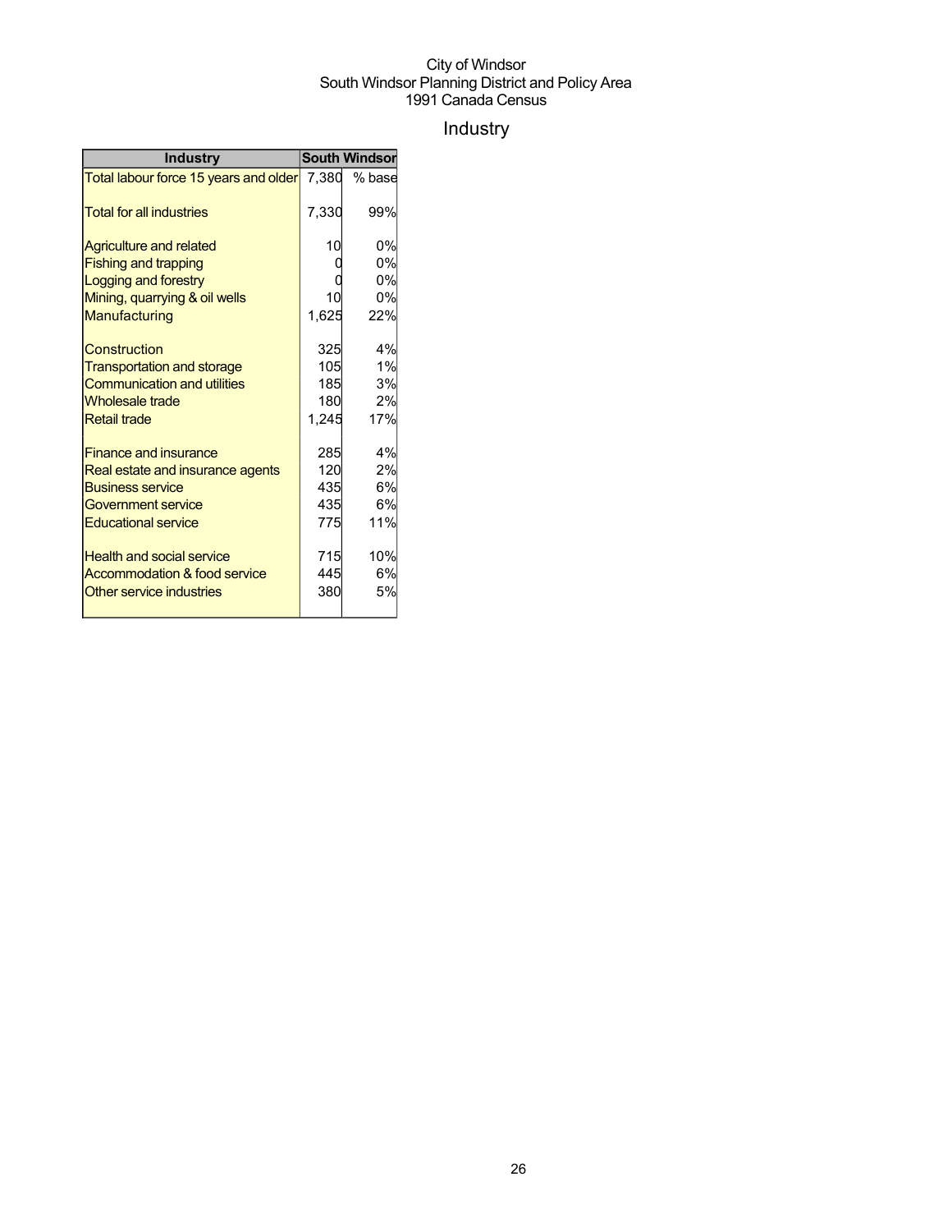City of Windsor
South Windsor Planning District and Policy Area
1991 Canada Census

# Industry

| Industry | South Windsor | |
|---|---|---|
| Total labour force 15 years and older | 7,380 | % base |
| Total for all industries | 7,330 | 99% |
| Agriculture and related | 10 | 0% |
| Fishing and trapping | 0 | 0% |
| Logging and forestry | 0 | 0% |
| Mining, quarrying & oil wells | 10 | 0% |
| Manufacturing | 1,625 | 22% |
| Construction | 325 | 4% |
| Transportation and storage | 105 | 1% |
| Communication and utilities | 185 | 3% |
| Wholesale trade | 180 | 2% |
| Retail trade | 1,245 | 17% |
| Finance and insurance | 285 | 4% |
| Real estate and insurance agents | 120 | 2% |
| Business service | 435 | 6% |
| Government service | 435 | 6% |
| Educational service | 775 | 11% |
| Health and social service | 715 | 10% |
| Accommodation & food service | 445 | 6% |
| Other service industries | 380 | 5% |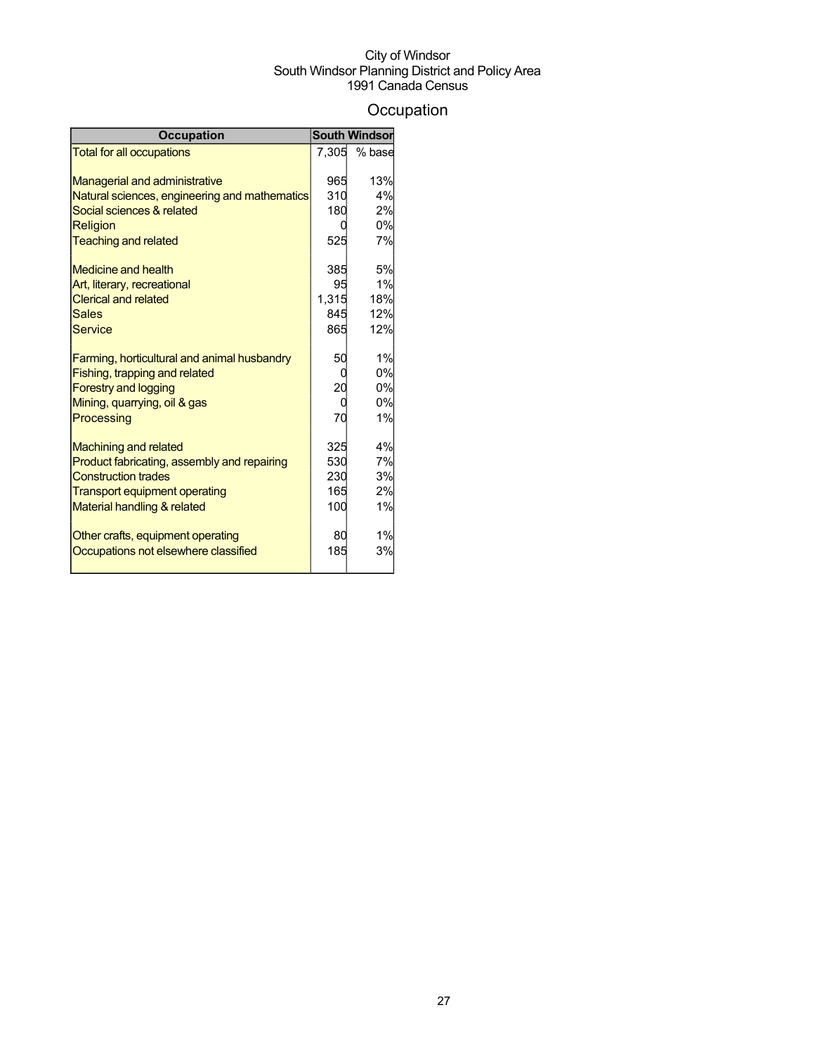City of Windsor
South Windsor Planning District and Policy Area
1991 Canada Census

# Occupation

| Occupation | South Windsor | |
|---|---|---|
| Total for all occupations | 7,305 | % base |
| | | |
| Managerial and administrative | 965 | 13% |
| Natural sciences, engineering and mathematics | 310 | 4% |
| Social sciences & related | 180 | 2% |
| Religion | 0 | 0% |
| Teaching and related | 525 | 7% |
| | | |
| Medicine and health | 385 | 5% |
| Art, literary, recreational | 95 | 1% |
| Clerical and related | 1,315 | 18% |
| Sales | 845 | 12% |
| Service | 865 | 12% |
| | | |
| Farming, horticultural and animal husbandry | 50 | 1% |
| Fishing, trapping and related | 0 | 0% |
| Forestry and logging | 20 | 0% |
| Mining, quarrying, oil & gas | 0 | 0% |
| Processing | 70 | 1% |
| | | |
| Machining and related | 325 | 4% |
| Product fabricating, assembly and repairing | 530 | 7% |
| Construction trades | 230 | 3% |
| Transport equipment operating | 165 | 2% |
| Material handling & related | 100 | 1% |
| | | |
| Other crafts, equipment operating | 80 | 1% |
| Occupations not elsewhere classified | 185 | 3% |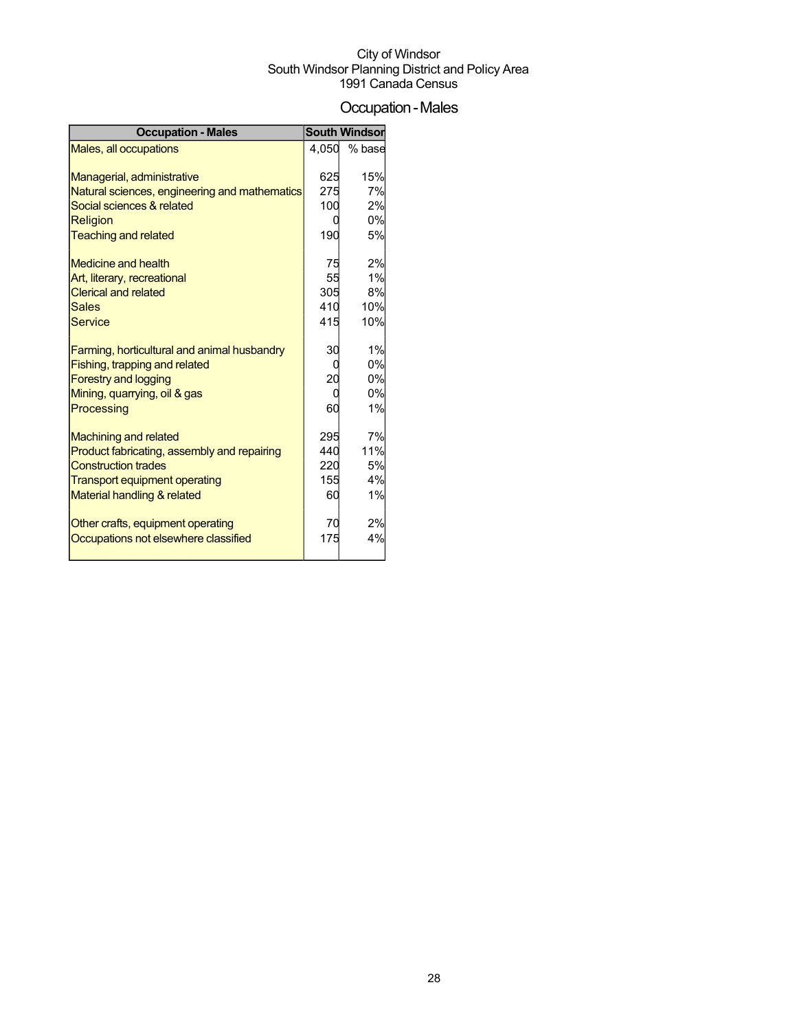City of Windsor
South Windsor Planning District and Policy Area
1991 Canada Census

# Occupation - Males

| Occupation - Males | South Windsor | |
|---|---|---|
| Males, all occupations | 4,050 | % base |
| Managerial, administrative | 625 | 15% |
| Natural sciences, engineering and mathematics | 275 | 7% |
| Social sciences & related | 100 | 2% |
| Religion | 0 | 0% |
| Teaching and related | 190 | 5% |
| Medicine and health | 75 | 2% |
| Art, literary, recreational | 55 | 1% |
| Clerical and related | 305 | 8% |
| Sales | 410 | 10% |
| Service | 415 | 10% |
| Farming, horticultural and animal husbandry | 30 | 1% |
| Fishing, trapping and related | 0 | 0% |
| Forestry and logging | 20 | 0% |
| Mining, quarrying, oil & gas | 0 | 0% |
| Processing | 60 | 1% |
| Machining and related | 295 | 7% |
| Product fabricating, assembly and repairing | 440 | 11% |
| Construction trades | 220 | 5% |
| Transport equipment operating | 155 | 4% |
| Material handling & related | 60 | 1% |
| Other crafts, equipment operating | 70 | 2% |
| Occupations not elsewhere classified | 175 | 4% |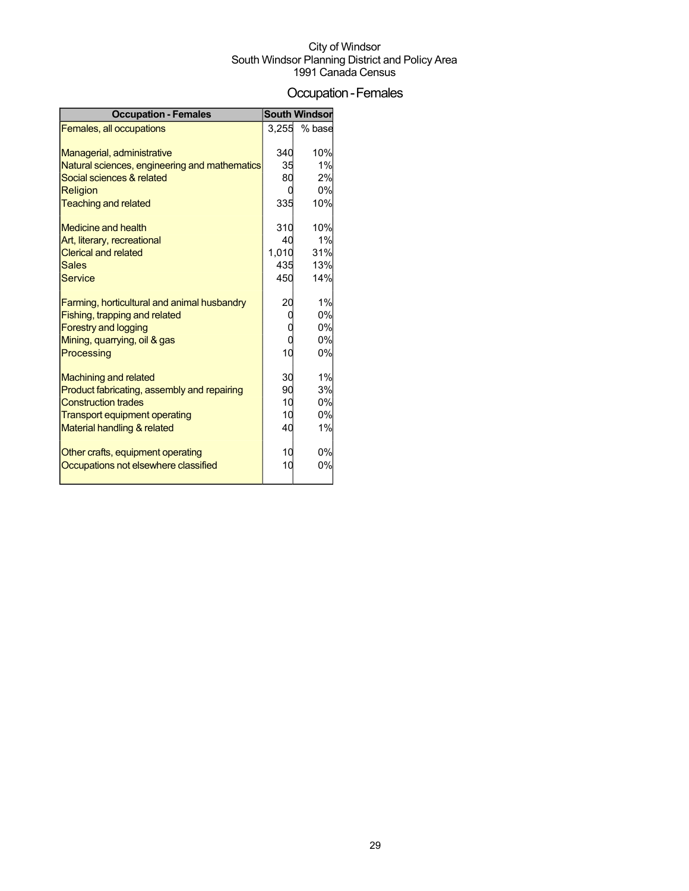City of Windsor
South Windsor Planning District and Policy Area
1991 Canada Census

# Occupation - Females

| Occupation - Females | South Windsor | |
|---|---|---|
| Females, all occupations | 3,255 | % base |
| | | |
| Managerial, administrative | 340 | 10% |
| Natural sciences, engineering and mathematics | 35 | 1% |
| Social sciences & related | 80 | 2% |
| Religion | 0 | 0% |
| Teaching and related | 335 | 10% |
| | | |
| Medicine and health | 310 | 10% |
| Art, literary, recreational | 40 | 1% |
| Clerical and related | 1,010 | 31% |
| Sales | 435 | 13% |
| Service | 450 | 14% |
| | | |
| Farming, horticultural and animal husbandry | 20 | 1% |
| Fishing, trapping and related | 0 | 0% |
| Forestry and logging | 0 | 0% |
| Mining, quarrying, oil & gas | 0 | 0% |
| Processing | 10 | 0% |
| | | |
| Machining and related | 30 | 1% |
| Product fabricating, assembly and repairing | 90 | 3% |
| Construction trades | 10 | 0% |
| Transport equipment operating | 10 | 0% |
| Material handling & related | 40 | 1% |
| | | |
| Other crafts, equipment operating | 10 | 0% |
| Occupations not elsewhere classified | 10 | 0% |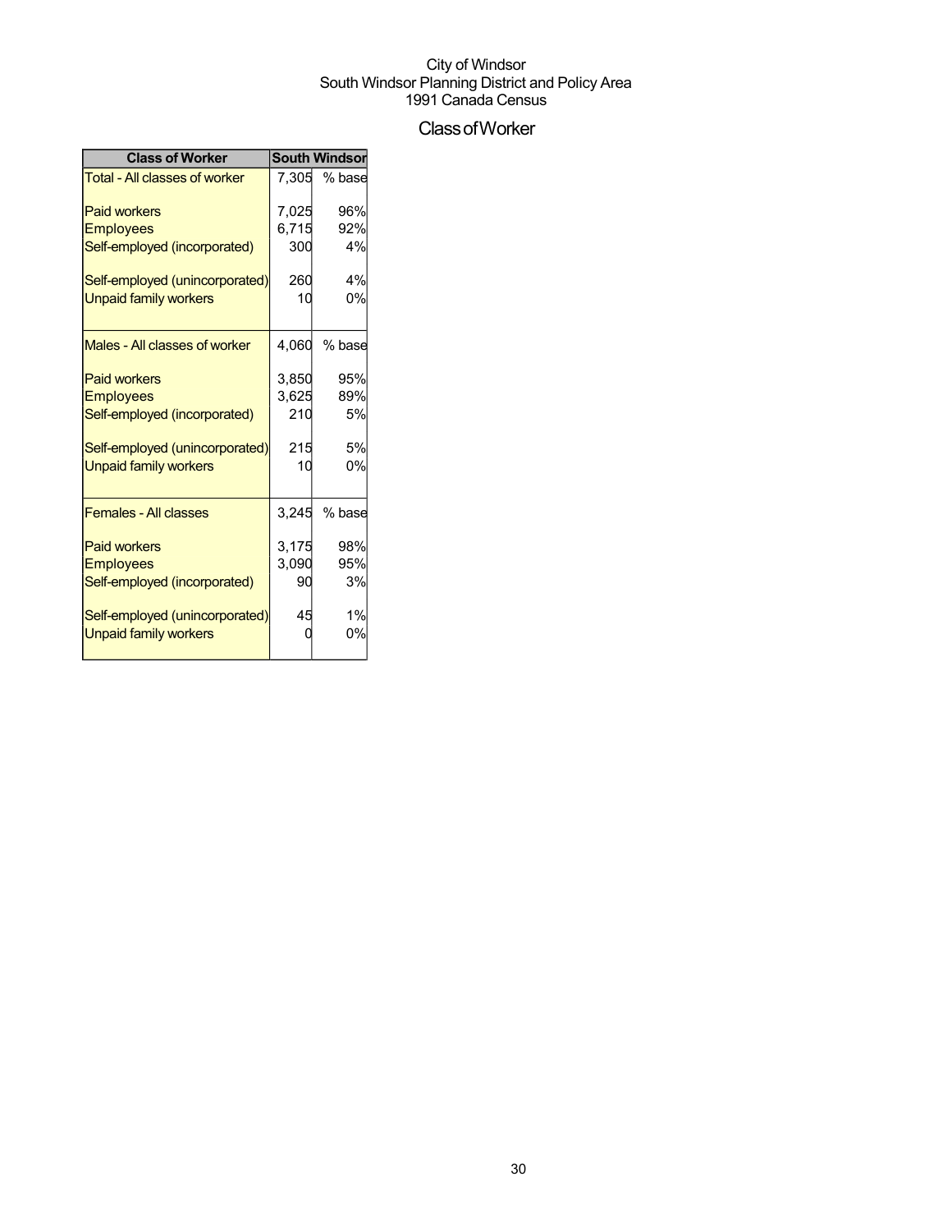City of Windsor
South Windsor Planning District and Policy Area
1991 Canada Census

# Class of Worker

| Class of Worker | South Windsor | |
|---|---|---|
| Total - All classes of worker | 7,305 | % base |
| Paid workers | 7,025 | 96% |
| Employees | 6,715 | 92% |
| Self-employed (incorporated) | 300 | 4% |
| Self-employed (unincorporated) | 260 | 4% |
| Unpaid family workers | 10 | 0% |
| Males - All classes of worker | 4,060 | % base |
| Paid workers | 3,850 | 95% |
| Employees | 3,625 | 89% |
| Self-employed (incorporated) | 210 | 5% |
| Self-employed (unincorporated) | 215 | 5% |
| Unpaid family workers | 10 | 0% |
| Females - All classes | 3,245 | % base |
| Paid workers | 3,175 | 98% |
| Employees | 3,090 | 95% |
| Self-employed (incorporated) | 90 | 3% |
| Self-employed (unincorporated) | 45 | 1% |
| Unpaid family workers | 0 | 0% |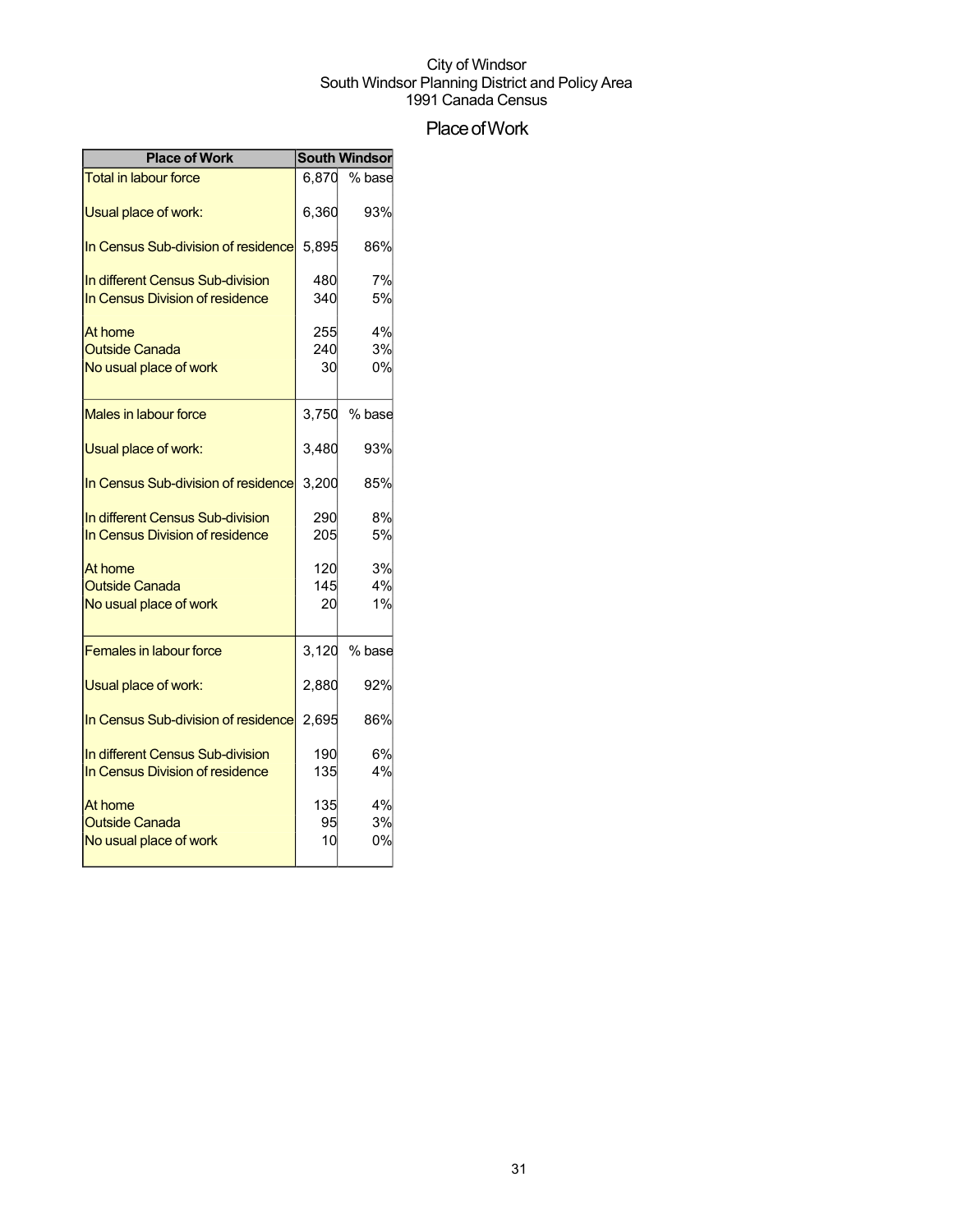City of Windsor
South Windsor Planning District and Policy Area
1991 Canada Census

# Place of Work

| Place of Work | South Windsor | |
|---|---|---|
| Total in labour force | 6,870 | % base |
| Usual place of work: | 6,360 | 93% |
| In Census Sub-division of residence | 5,895 | 86% |
| In different Census Sub-division | 480 | 7% |
| In Census Division of residence | 340 | 5% |
| At home | 255 | 4% |
| Outside Canada | 240 | 3% |
| No usual place of work | 30 | 0% |
| Males in labour force | 3,750 | % base |
| Usual place of work: | 3,480 | 93% |
| In Census Sub-division of residence | 3,200 | 85% |
| In different Census Sub-division | 290 | 8% |
| In Census Division of residence | 205 | 5% |
| At home | 120 | 3% |
| Outside Canada | 145 | 4% |
| No usual place of work | 20 | 1% |
| Females in labour force | 3,120 | % base |
| Usual place of work: | 2,880 | 92% |
| In Census Sub-division of residence | 2,695 | 86% |
| In different Census Sub-division | 190 | 6% |
| In Census Division of residence | 135 | 4% |
| At home | 135 | 4% |
| Outside Canada | 95 | 3% |
| No usual place of work | 10 | 0% |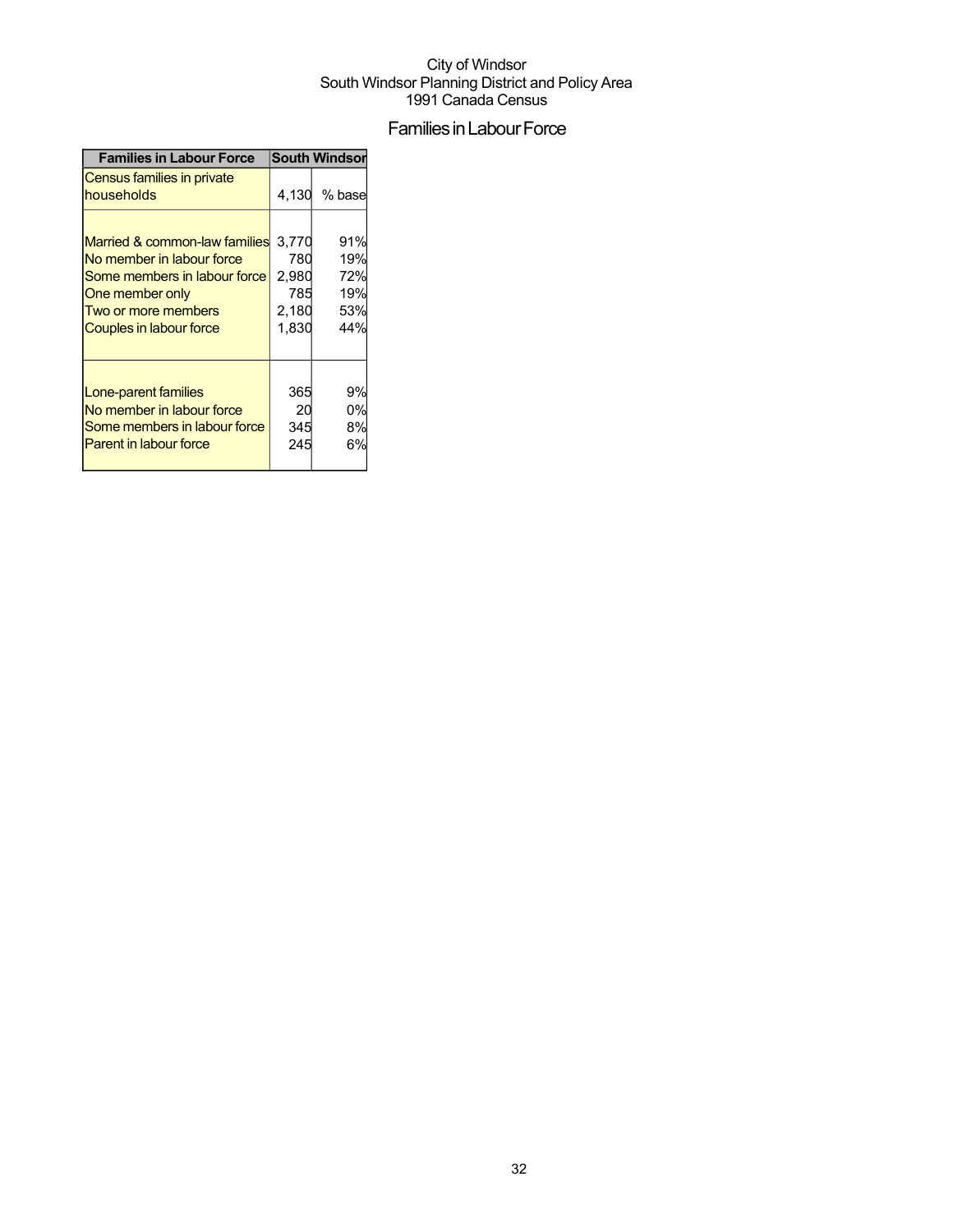City of Windsor
South Windsor Planning District and Policy Area
1991 Canada Census

# Families in Labour Force

| Families in Labour Force | South Windsor | |
|---|---|---|
| Census families in private households | 4,130 | % base |
| | | |
| Married & common-law families | 3,770 | 91% |
| No member in labour force | 780 | 19% |
| Some members in labour force | 2,980 | 72% |
| One member only | 785 | 19% |
| Two or more members | 2,180 | 53% |
| Couples in labour force | 1,830 | 44% |
| | | |
| Lone-parent families | 365 | 9% |
| No member in labour force | 20 | 0% |
| Some members in labour force | 345 | 8% |
| Parent in labour force | 245 | 6% |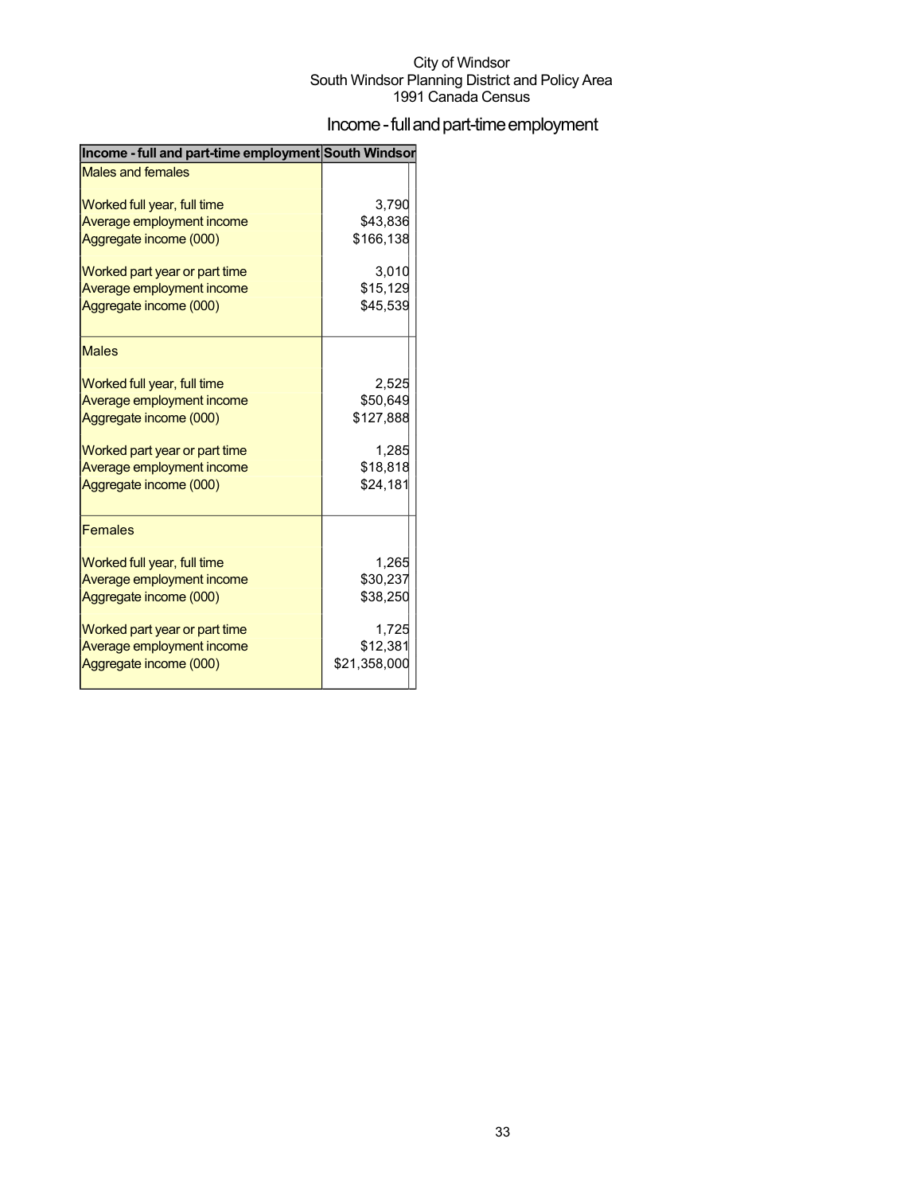City of Windsor
South Windsor Planning District and Policy Area
1991 Canada Census

# Income - full and part-time employment

| Income - full and part-time employment | South Windsor |
|---|---|
| Males and females | |
| Worked full year, full time | 3,790 |
| Average employment income | $43,836 |
| Aggregate income (000) | $166,138 |
| Worked part year or part time | 3,010 |
| Average employment income | $15,129 |
| Aggregate income (000) | $45,539 |
| Males | |
| Worked full year, full time | 2,525 |
| Average employment income | $50,649 |
| Aggregate income (000) | $127,888 |
| Worked part year or part time | 1,285 |
| Average employment income | $18,818 |
| Aggregate income (000) | $24,181 |
| Females | |
| Worked full year, full time | 1,265 |
| Average employment income | $30,237 |
| Aggregate income (000) | $38,250 |
| Worked part year or part time | 1,725 |
| Average employment income | $12,381 |
| Aggregate income (000) | $21,358,000 |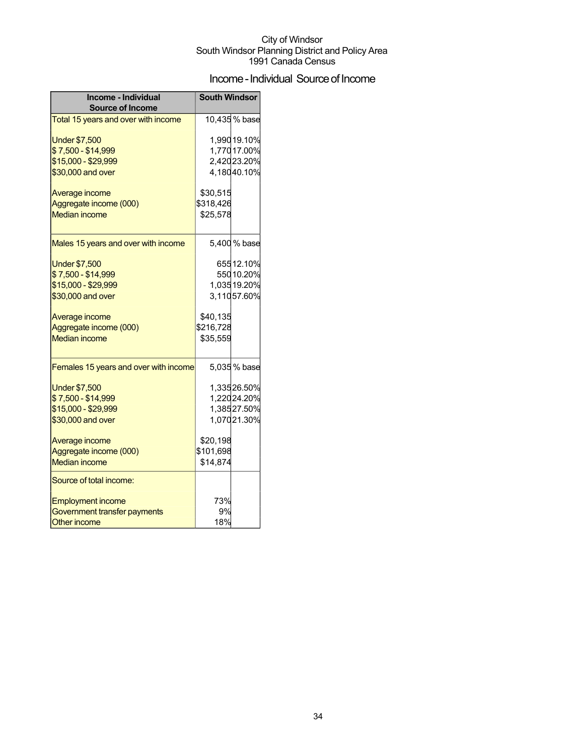City of Windsor
South Windsor Planning District and Policy Area
1991 Canada Census

## Income - Individual Source of Income

| Income - Individual Source of Income | South Windsor | |
|---|---|---|
| Total 15 years and over with income | 10,435 | % base |
| Under $7,500 | 1,990 | 19.10% |
| $ 7,500 - $14,999 | 1,770 | 17.00% |
| $15,000 - $29,999 | 2,420 | 23.20% |
| $30,000 and over | 4,180 | 40.10% |
| Average income | $30,515 | |
| Aggregate income (000) | $318,426 | |
| Median income | $25,578 | |
| Males 15 years and over with income | 5,400 | % base |
| Under $7,500 | 655 | 12.10% |
| $ 7,500 - $14,999 | 550 | 10.20% |
| $15,000 - $29,999 | 1,035 | 19.20% |
| $30,000 and over | 3,110 | 57.60% |
| Average income | $40,135 | |
| Aggregate income (000) | $216,728 | |
| Median income | $35,559 | |
| Females 15 years and over with income | 5,035 | % base |
| Under $7,500 | 1,335 | 26.50% |
| $ 7,500 - $14,999 | 1,220 | 24.20% |
| $15,000 - $29,999 | 1,385 | 27.50% |
| $30,000 and over | 1,070 | 21.30% |
| Average income | $20,198 | |
| Aggregate income (000) | $101,698 | |
| Median income | $14,874 | |
| Source of total income: | | |
| Employment income | 73% | |
| Government transfer payments | 9% | |
| Other income | 18% | |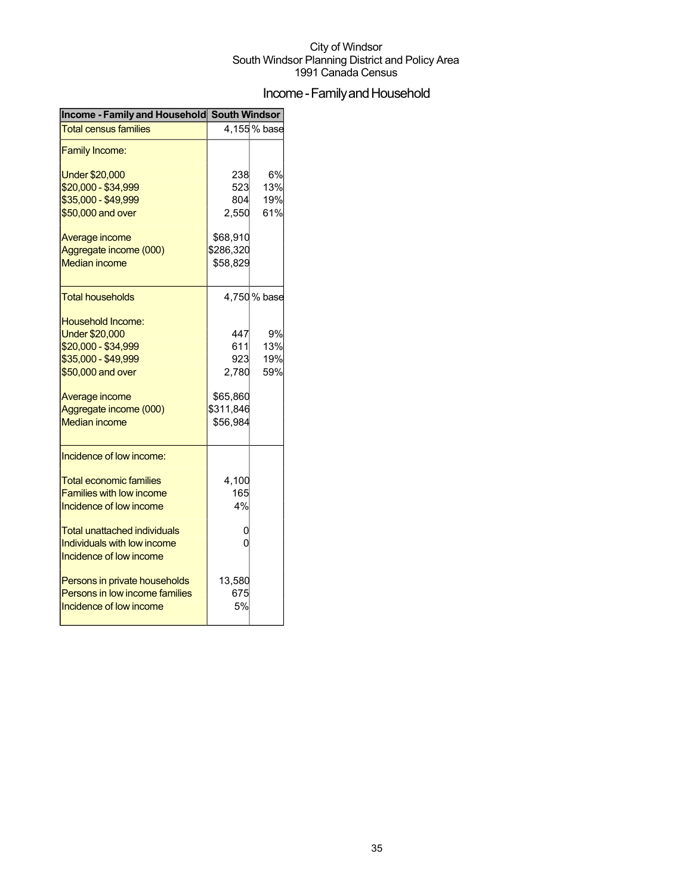City of Windsor
South Windsor Planning District and Policy Area
1991 Canada Census

# Income - Family and Household

| Income - Family and Household | South Windsor | |
|---|---|---|
| Total census families | 4,155 | % base |
| Family Income: | | |
| Under $20,000 | 238 | 6% |
| $20,000 - $34,999 | 523 | 13% |
| $35,000 - $49,999 | 804 | 19% |
| $50,000 and over | 2,550 | 61% |
| Average income | $68,910 | |
| Aggregate income (000) | $286,320 | |
| Median income | $58,829 | |
| Total households | 4,750 | % base |
| Household Income: | | |
| Under $20,000 | 447 | 9% |
| $20,000 - $34,999 | 611 | 13% |
| $35,000 - $49,999 | 923 | 19% |
| $50,000 and over | 2,780 | 59% |
| Average income | $65,860 | |
| Aggregate income (000) | $311,846 | |
| Median income | $56,984 | |
| Incidence of low income: | | |
| Total economic families | 4,100 | |
| Families with low income | 165 | |
| Incidence of low income | 4% | |
| Total unattached individuals | 0 | |
| Individuals with low income | 0 | |
| Incidence of low income | | |
| Persons in private households | 13,580 | |
| Persons in low income families | 675 | |
| Incidence of low income | 5% | |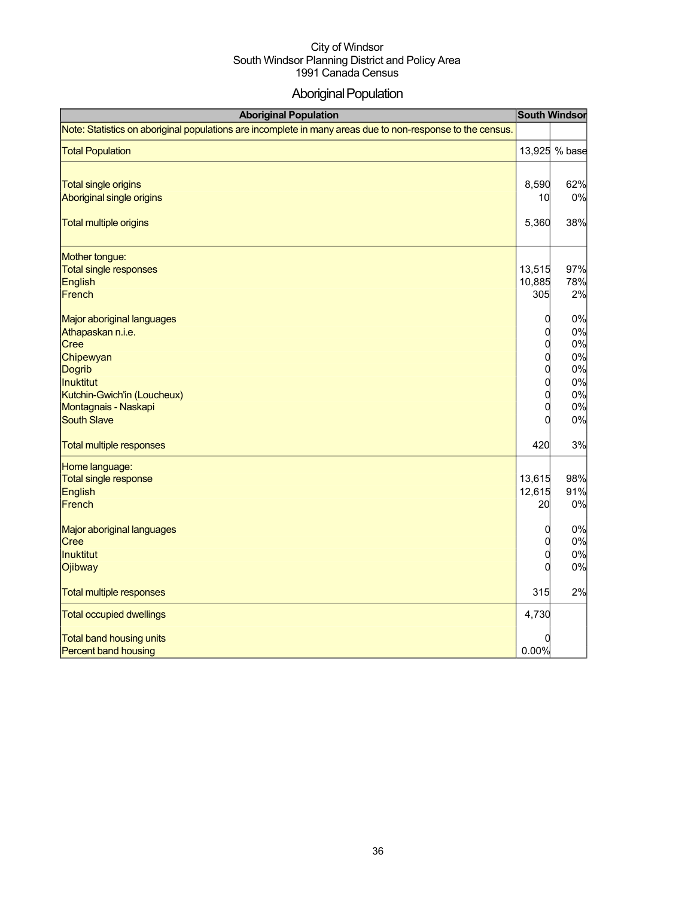City of Windsor
South Windsor Planning District and Policy Area
1991 Canada Census

# Aboriginal Population

| Aboriginal Population | South Windsor | |
|---|---|---|
| Note: Statistics on aboriginal populations are incomplete in many areas due to non-response to the census. | | |
| Total Population | 13,925 | % base |
| Total single origins | 8,590 | 62% |
| Aboriginal single origins | 10 | 0% |
| Total multiple origins | 5,360 | 38% |
| Mother tongue: | | |
| Total single responses | 13,515 | 97% |
| English | 10,885 | 78% |
| French | 305 | 2% |
| Major aboriginal languages | 0 | 0% |
| Athapaskan n.i.e. | 0 | 0% |
| Cree | 0 | 0% |
| Chipewyan | 0 | 0% |
| Dogrib | 0 | 0% |
| Inuktitut | 0 | 0% |
| Kutchin-Gwich'in (Loucheux) | 0 | 0% |
| Montagnais - Naskapi | 0 | 0% |
| South Slave | 0 | 0% |
| Total multiple responses | 420 | 3% |
| Home language: | | |
| Total single response | 13,615 | 98% |
| English | 12,615 | 91% |
| French | 20 | 0% |
| Major aboriginal languages | 0 | 0% |
| Cree | 0 | 0% |
| Inuktitut | 0 | 0% |
| Ojibway | 0 | 0% |
| Total multiple responses | 315 | 2% |
| Total occupied dwellings | 4,730 | |
| Total band housing units | 0 | |
| Percent band housing | 0.00% | |